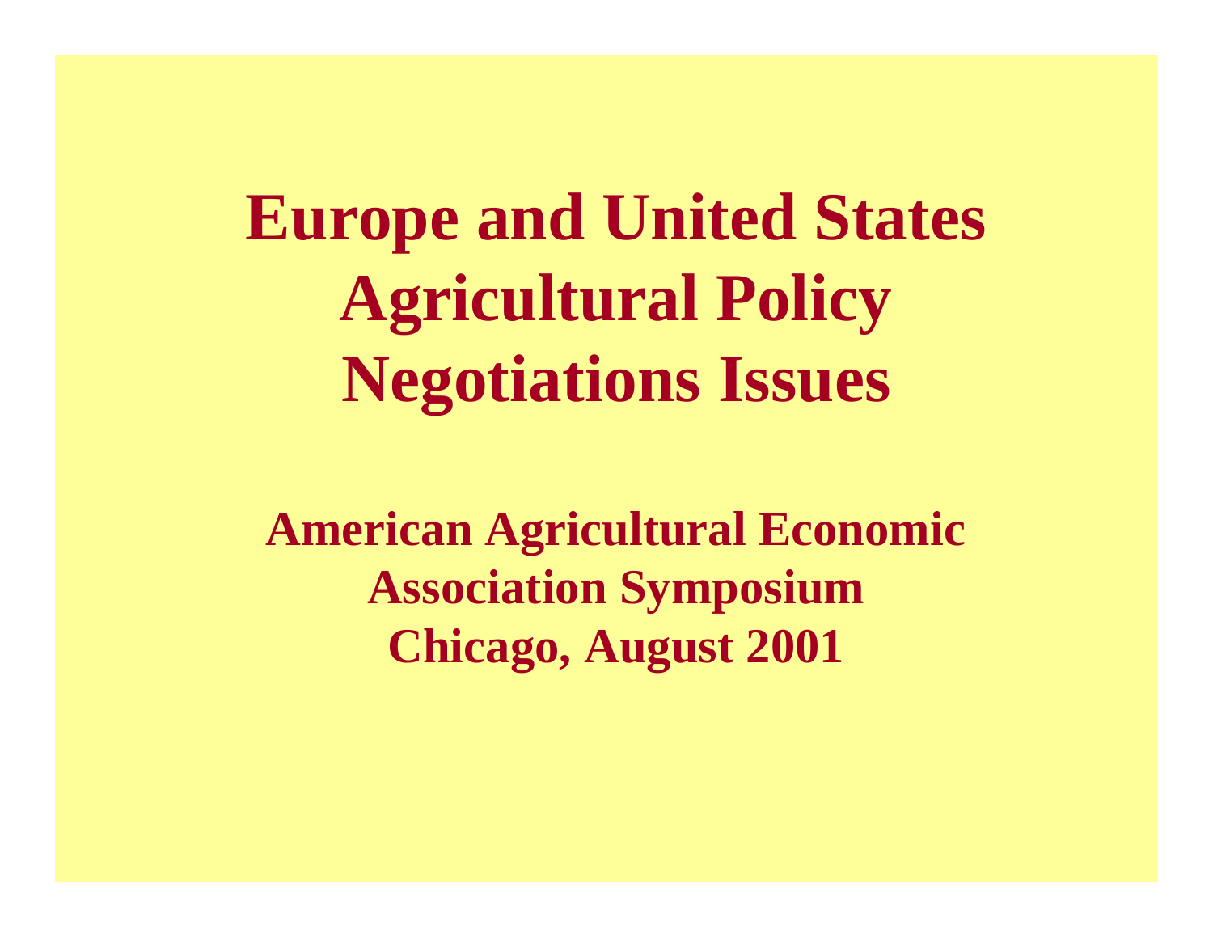# Europe and United States Agricultural Policy Negotiations Issues

**American Agricultural Economic Association Symposium**
**Chicago, August 2001**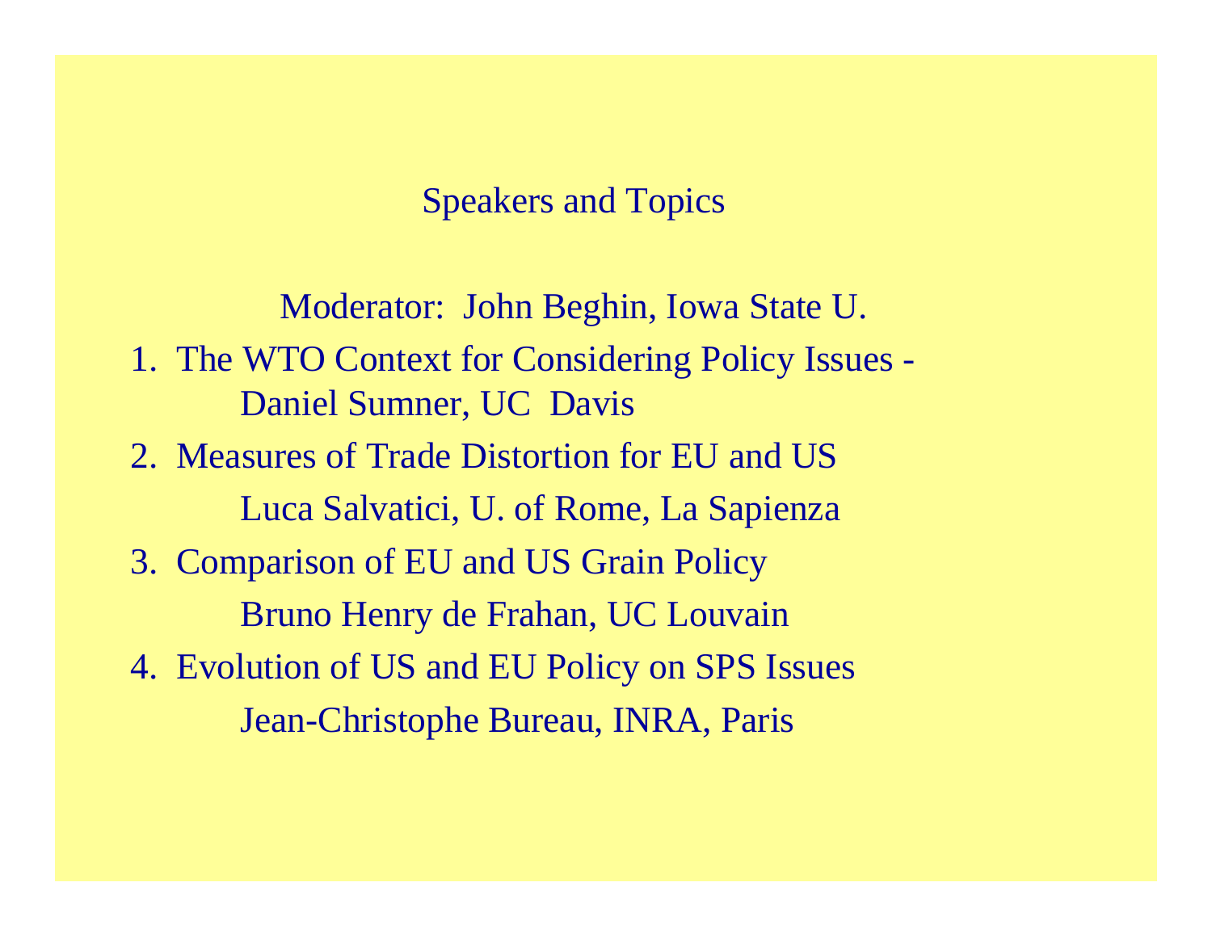# Speakers and Topics

Moderator: John Beghin, Iowa State U.

1. The WTO Context for Considering Policy Issues -
   Daniel Sumner, UC Davis
2. Measures of Trade Distortion for EU and US
   Luca Salvatici, U. of Rome, La Sapienza
3. Comparison of EU and US Grain Policy
   Bruno Henry de Frahan, UC Louvain
4. Evolution of US and EU Policy on SPS Issues
   Jean-Christophe Bureau, INRA, Paris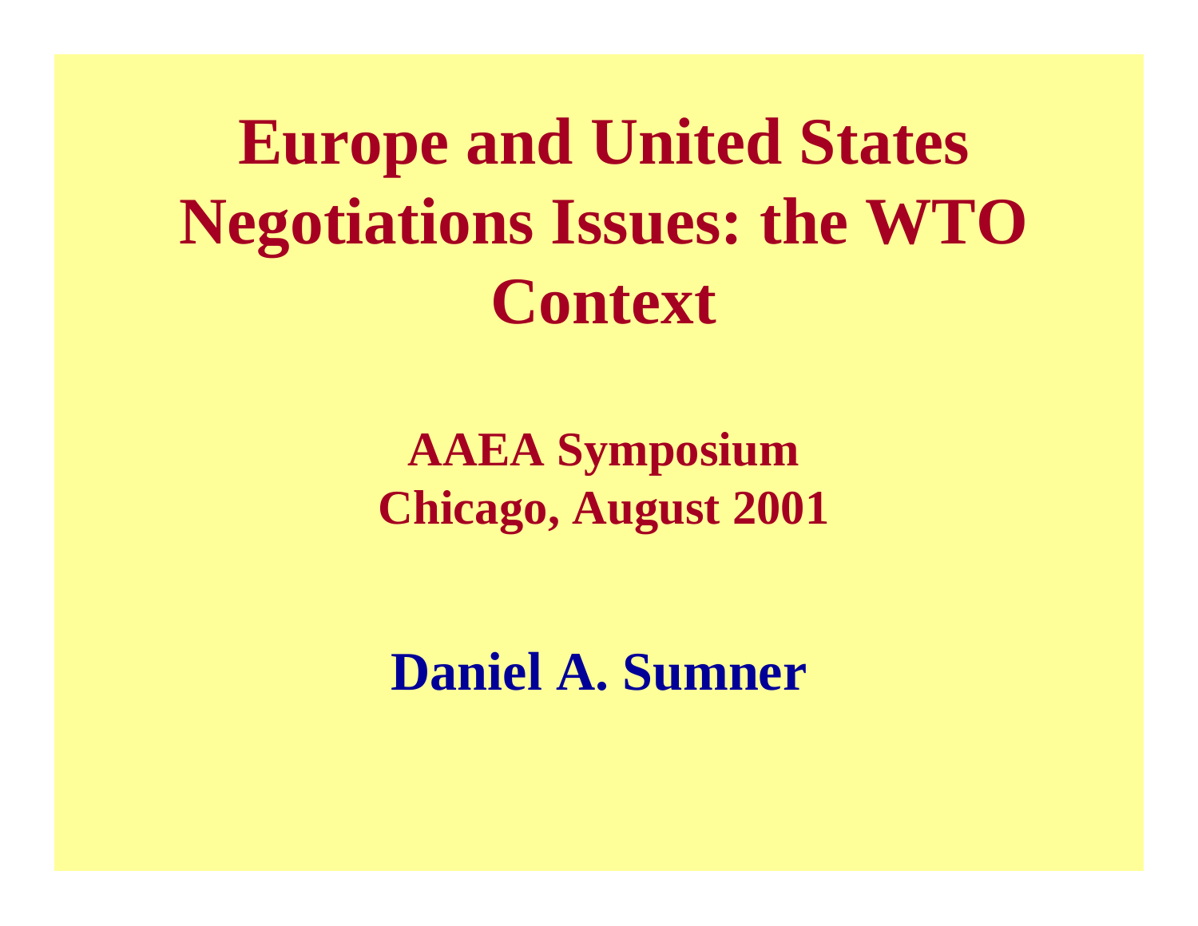# Europe and United States Negotiations Issues: the WTO Context

**AAEA Symposium**
**Chicago, August 2001**

**Daniel A. Sumner**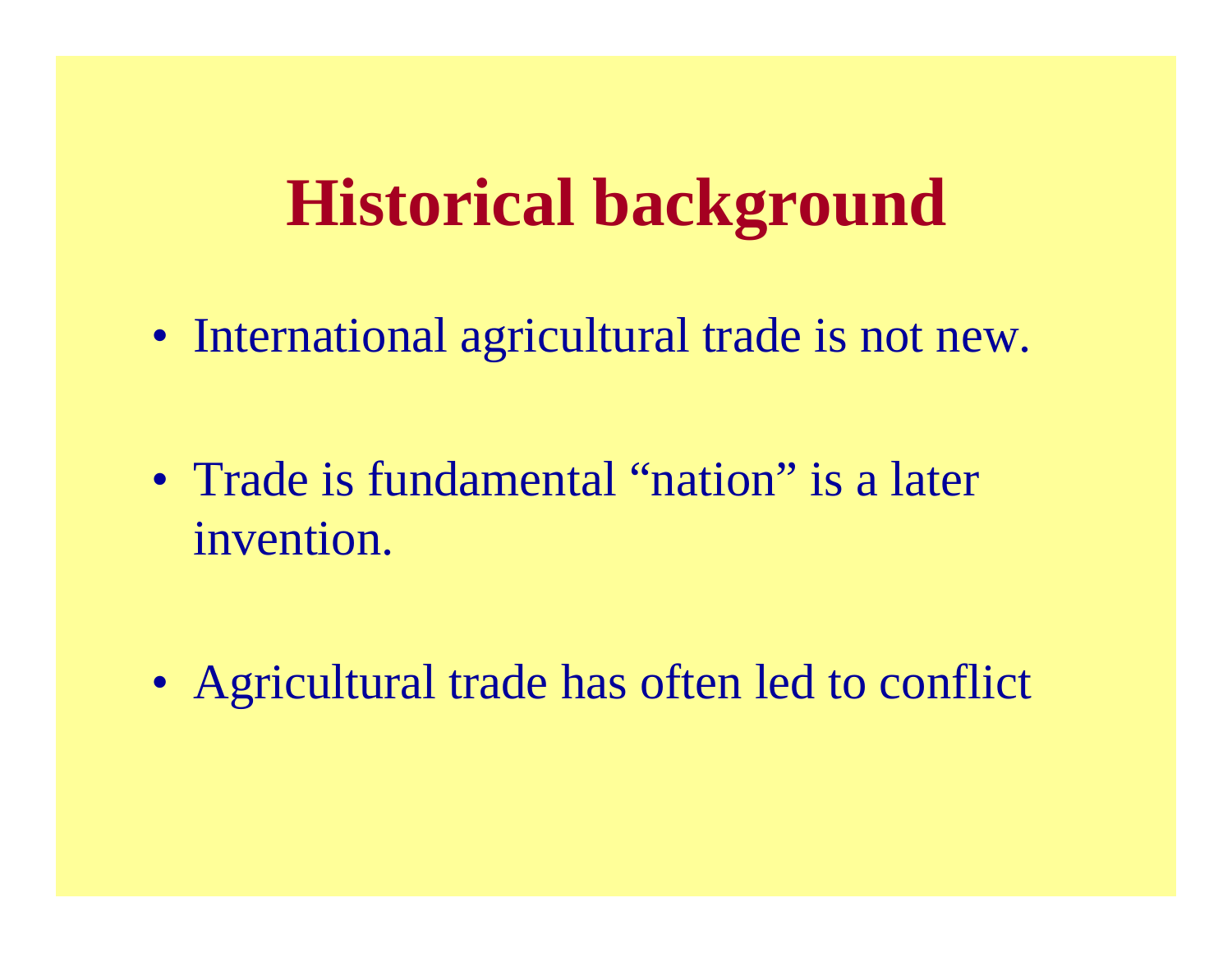# Historical background

- International agricultural trade is not new.
- Trade is fundamental "nation" is a later invention.
- Agricultural trade has often led to conflict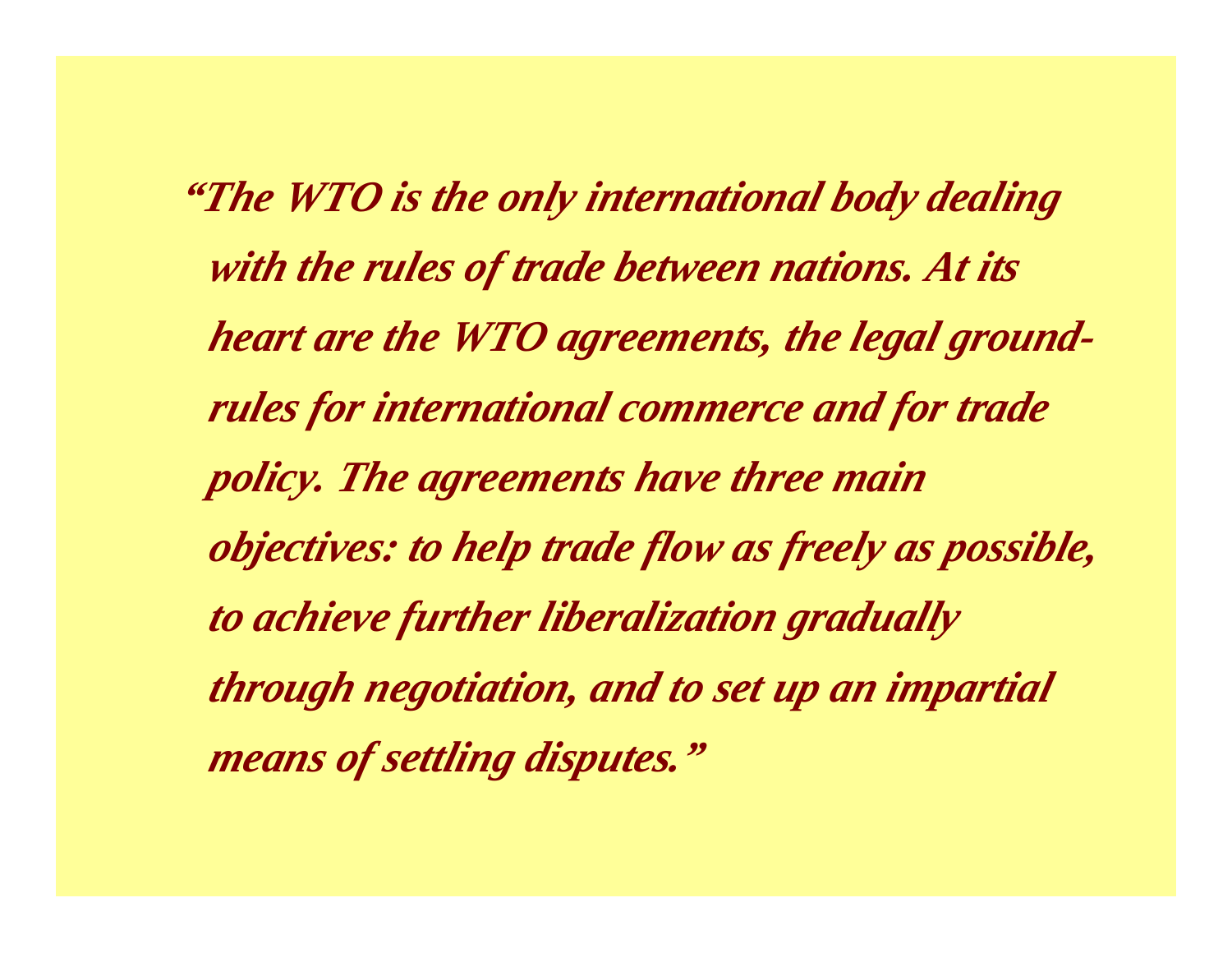*"The WTO is the only international body dealing with the rules of trade between nations. At its heart are the WTO agreements, the legal ground-rules for international commerce and for trade policy. The agreements have three main objectives: to help trade flow as freely as possible, to achieve further liberalization gradually through negotiation, and to set up an impartial means of settling disputes."*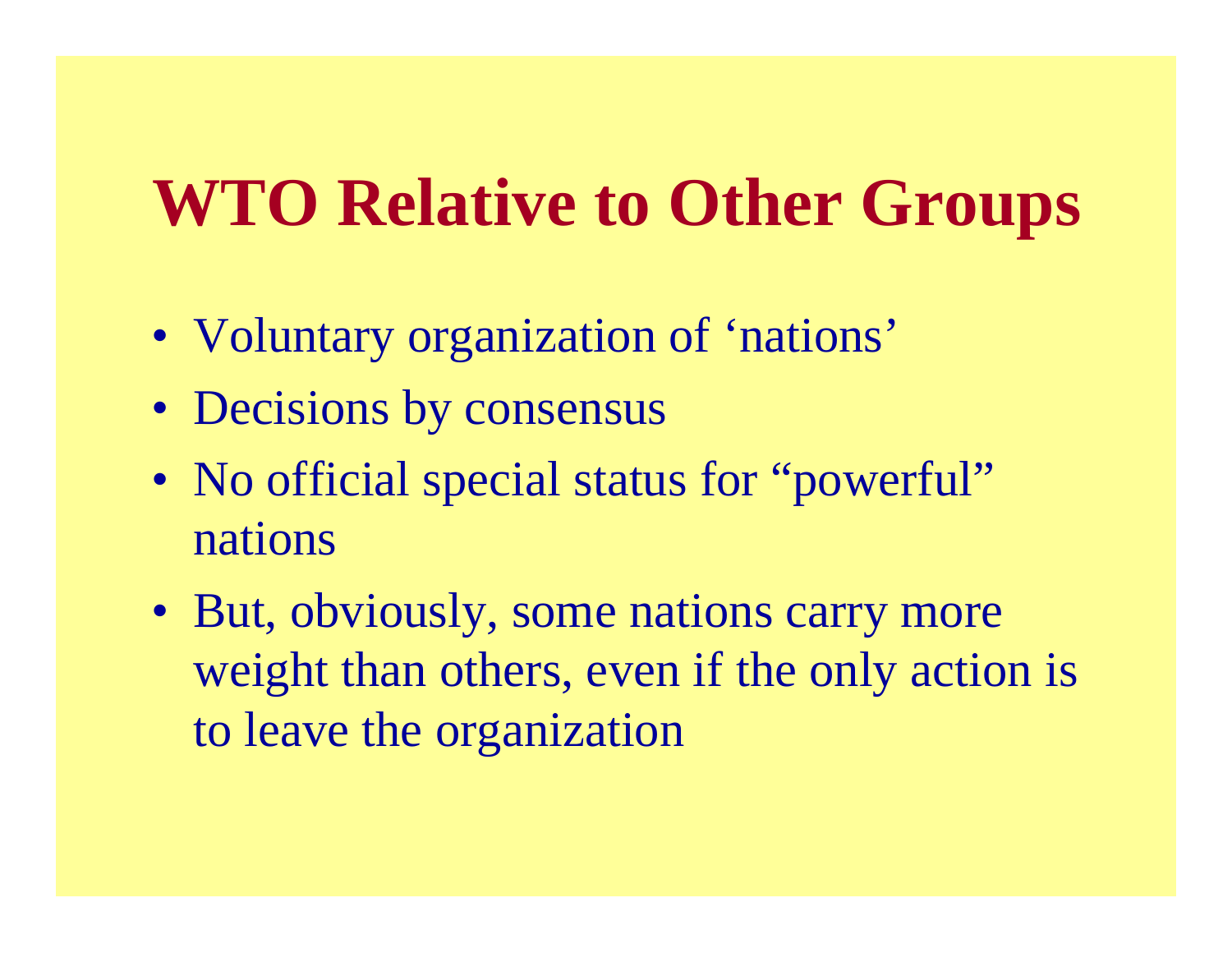# WTO Relative to Other Groups

- Voluntary organization of 'nations'
- Decisions by consensus
- No official special status for "powerful" nations
- But, obviously, some nations carry more weight than others, even if the only action is to leave the organization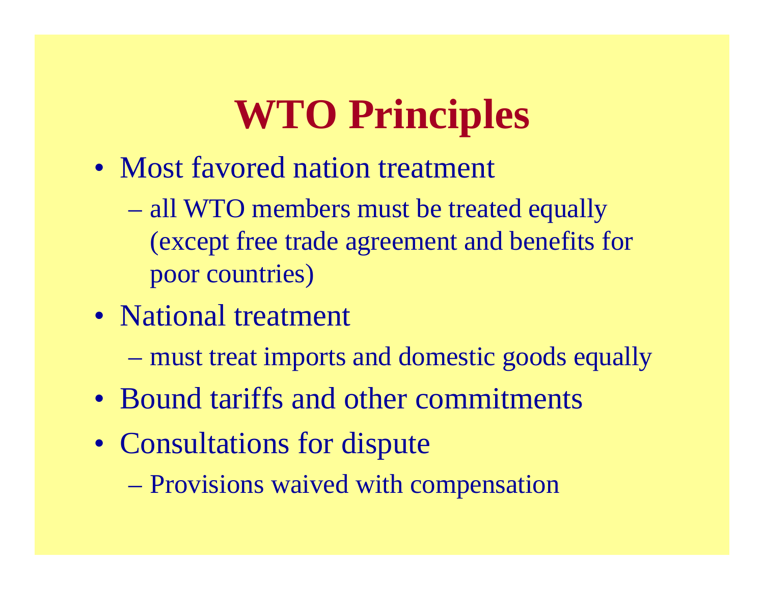# WTO Principles

- Most favored nation treatment
  - all WTO members must be treated equally (except free trade agreement and benefits for poor countries)
- National treatment
  - must treat imports and domestic goods equally
- Bound tariffs and other commitments
- Consultations for dispute
  - Provisions waived with compensation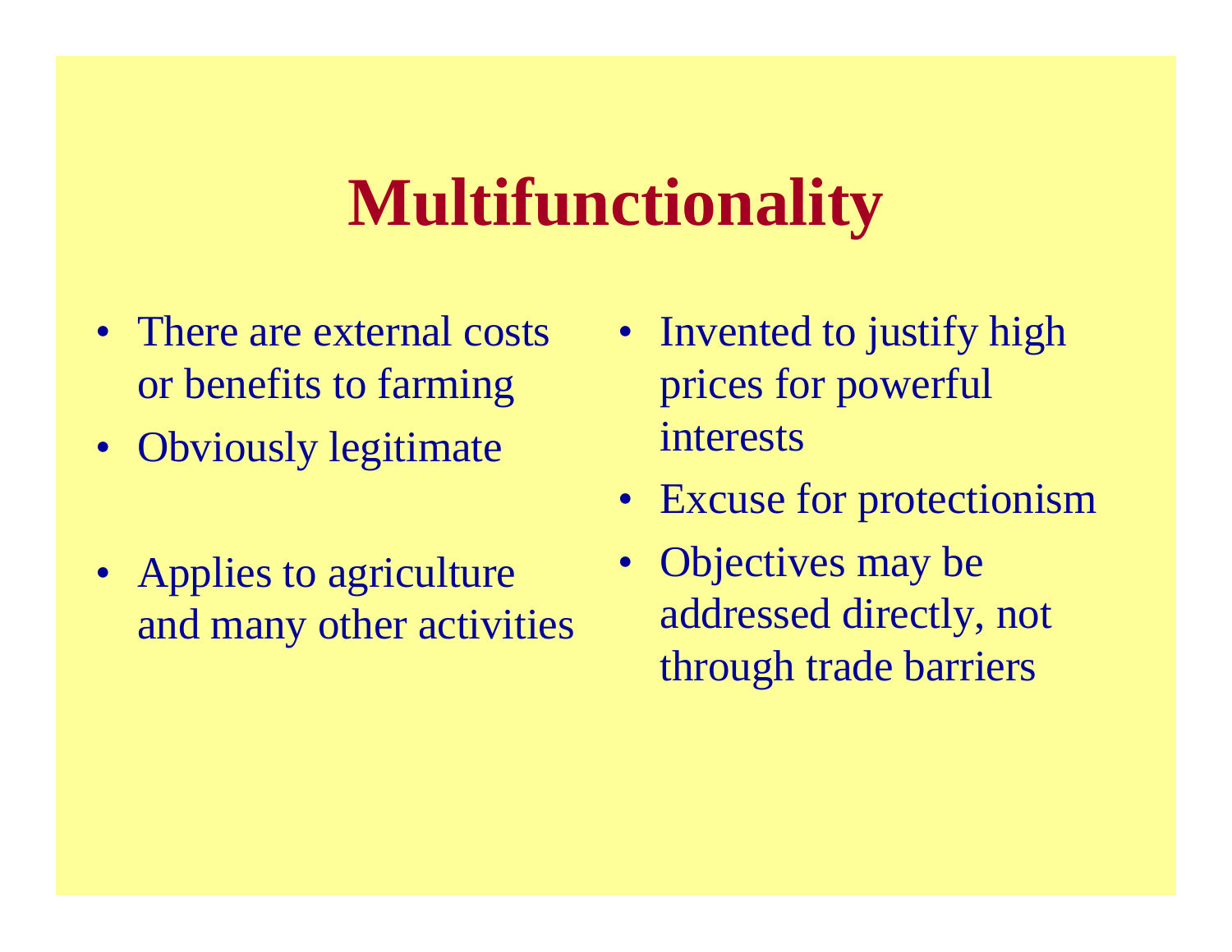# Multifunctionality

- There are external costs or benefits to farming
- Obviously legitimate
- Applies to agriculture and many other activities

- Invented to justify high prices for powerful interests
- Excuse for protectionism
- Objectives may be addressed directly, not through trade barriers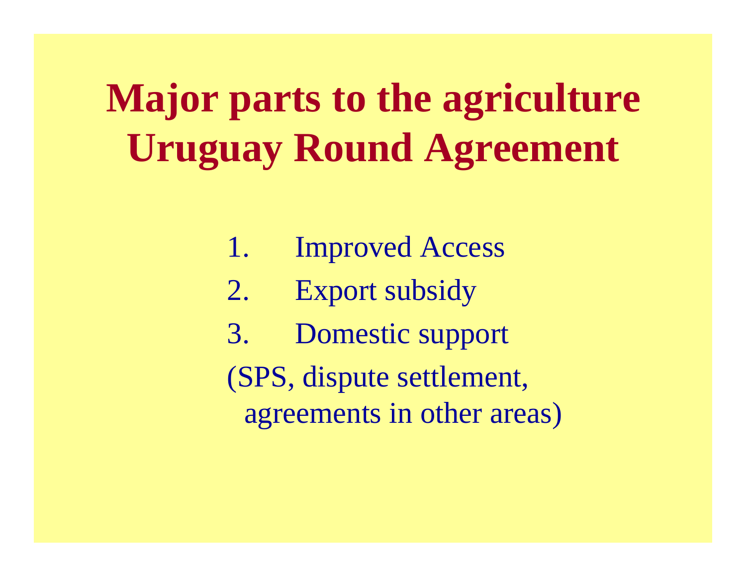# Major parts to the agriculture Uruguay Round Agreement

1. Improved Access
2. Export subsidy
3. Domestic support

(SPS, dispute settlement, agreements in other areas)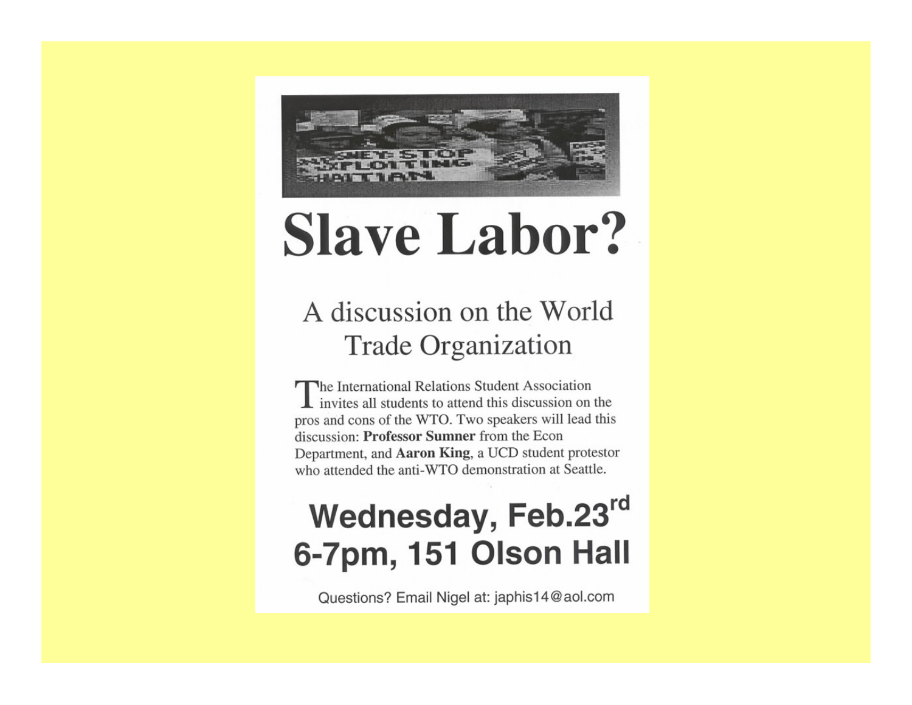# Slave Labor?

## A discussion on the World Trade Organization

The International Relations Student Association invites all students to attend this discussion on the pros and cons of the WTO. Two speakers will lead this discussion: **Professor Sumner** from the Econ Department, and **Aaron King**, a UCD student protestor who attended the anti-WTO demonstration at Seattle.

## Wednesday, Feb.23rd
## 6-7pm, 151 Olson Hall

Questions? Email Nigel at: japhis14@aol.com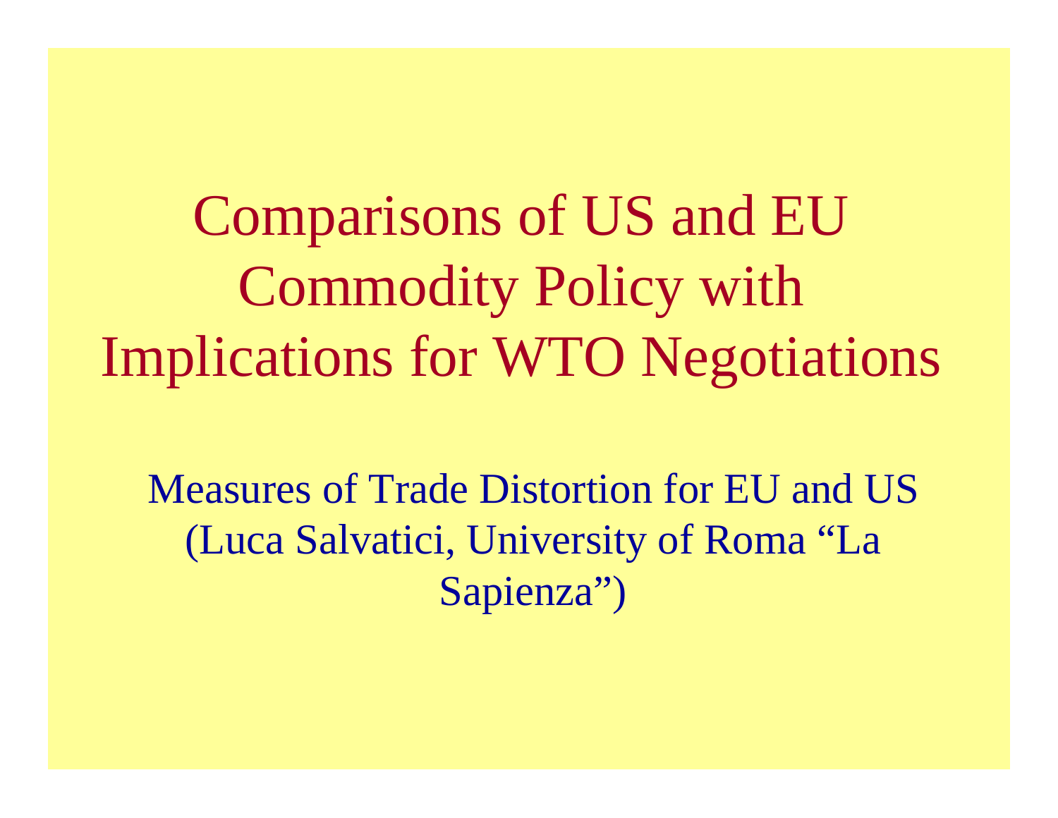# Comparisons of US and EU Commodity Policy with Implications for WTO Negotiations

Measures of Trade Distortion for EU and US (Luca Salvatici, University of Roma "La Sapienza")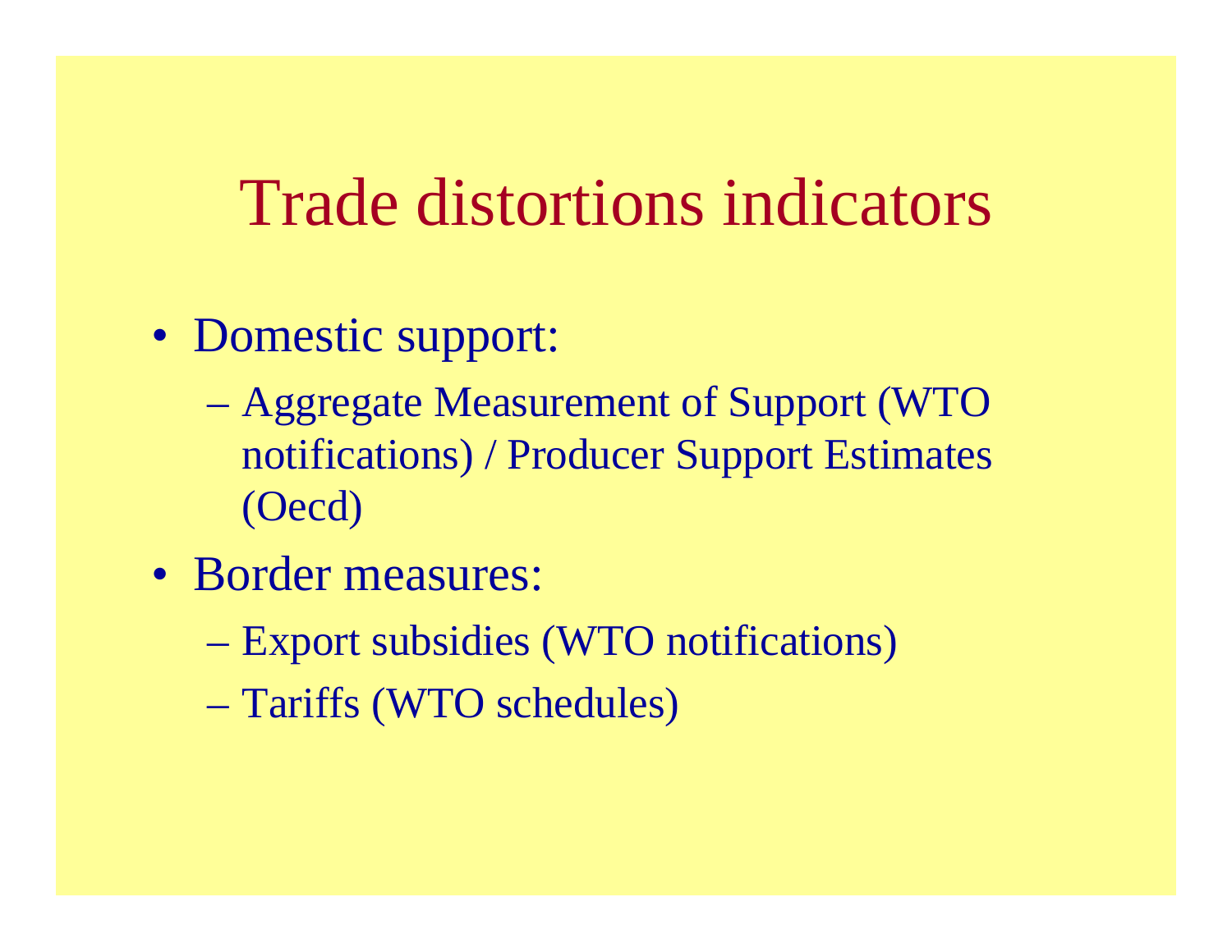# Trade distortions indicators

- Domestic support:
  - Aggregate Measurement of Support (WTO notifications) / Producer Support Estimates (Oecd)
- Border measures:
  - Export subsidies (WTO notifications)
  - Tariffs (WTO schedules)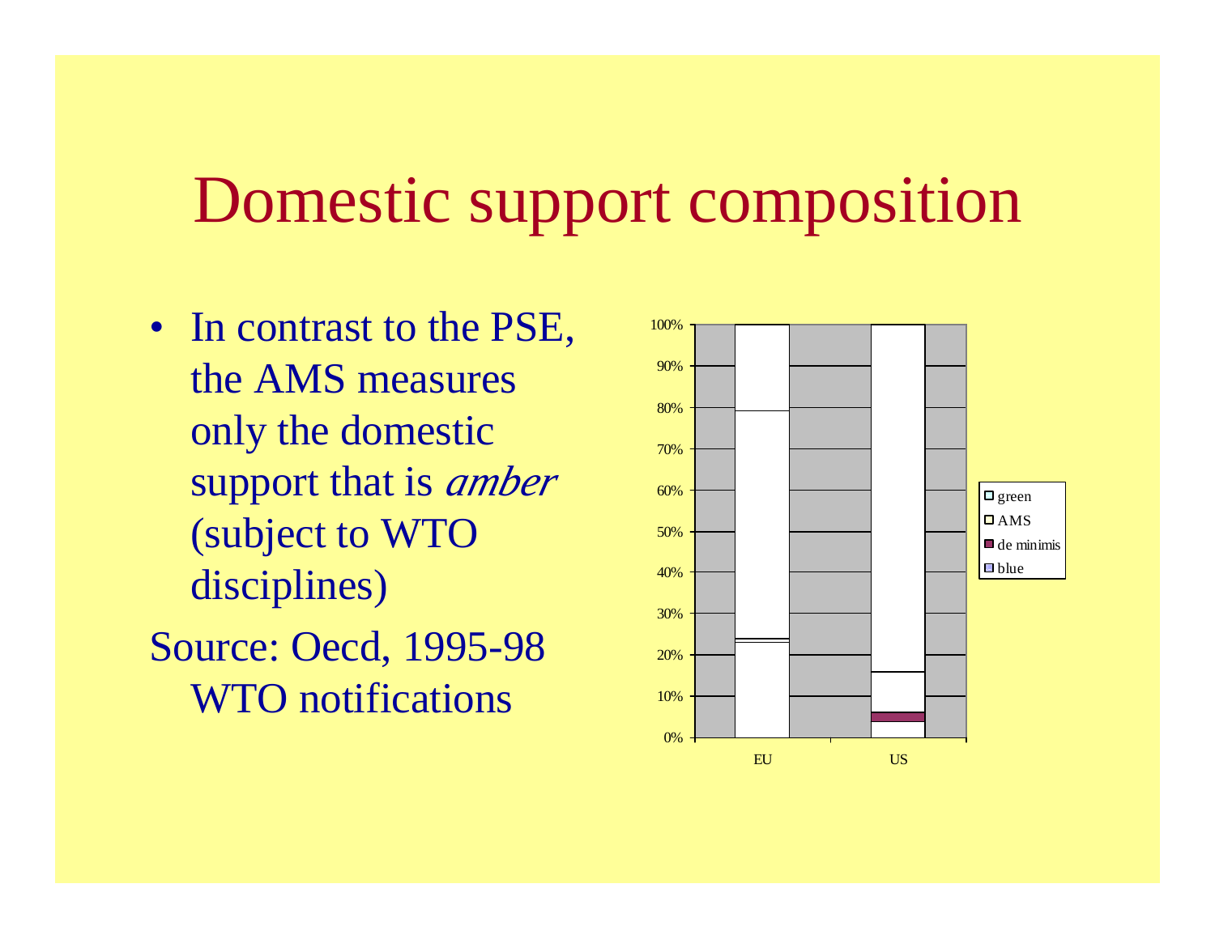# Domestic support composition

- In contrast to the PSE, the AMS measures only the domestic support that is *amber* (subject to WTO disciplines)

Source: Oecd, 1995-98 WTO notifications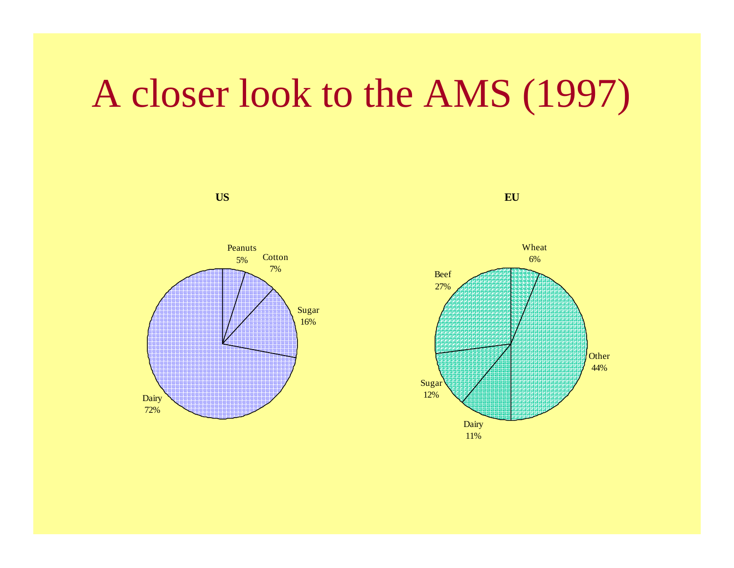# A closer look to the AMS (1997)

**US**

Peanuts 5%
Cotton 7%
Sugar 16%
Dairy 72%

**EU**

Wheat 6%
Other 44%
Dairy 11%
Sugar 12%
Beef 27%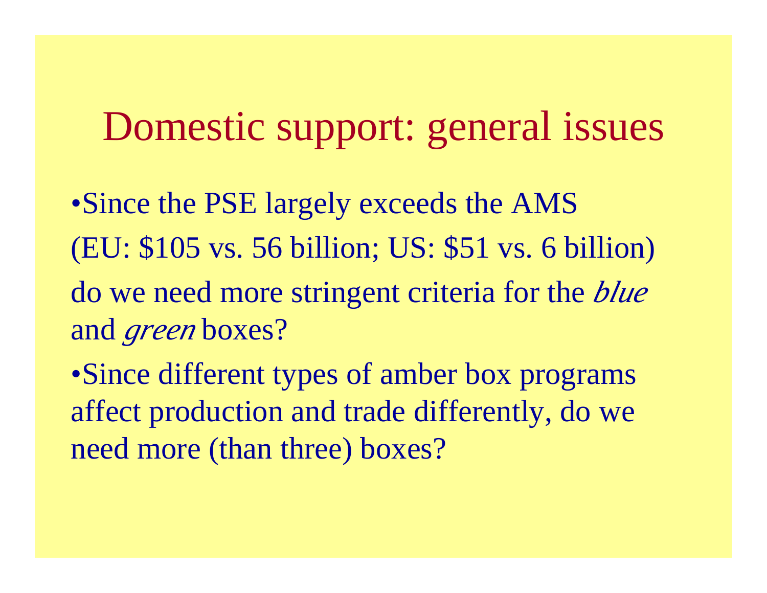# Domestic support: general issues

- Since the PSE largely exceeds the AMS (EU: $105 vs. 56 billion; US: $51 vs. 6 billion) do we need more stringent criteria for the *blue* and *green* boxes?
- Since different types of amber box programs affect production and trade differently, do we need more (than three) boxes?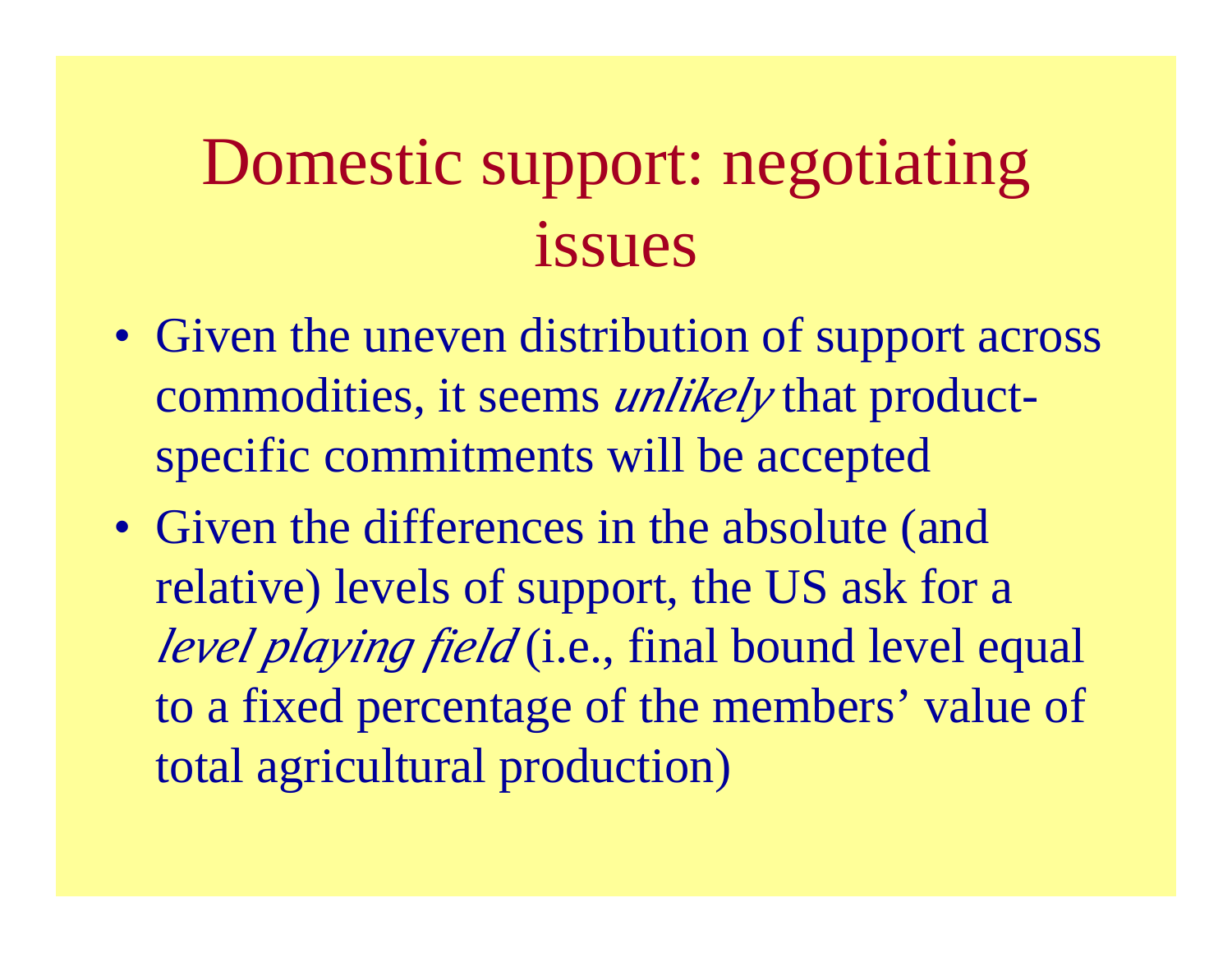# Domestic support: negotiating issues

- Given the uneven distribution of support across commodities, it seems *unlikely* that product-specific commitments will be accepted
- Given the differences in the absolute (and relative) levels of support, the US ask for a *level playing field* (i.e., final bound level equal to a fixed percentage of the members' value of total agricultural production)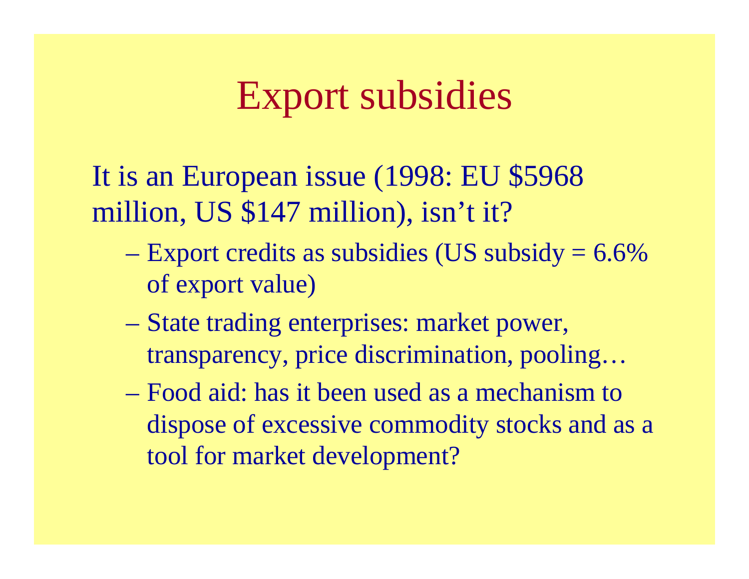# Export subsidies

It is an European issue (1998: EU $5968 million, US $147 million), isn't it?

- Export credits as subsidies (US subsidy = 6.6% of export value)
- State trading enterprises: market power, transparency, price discrimination, pooling…
- Food aid: has it been used as a mechanism to dispose of excessive commodity stocks and as a tool for market development?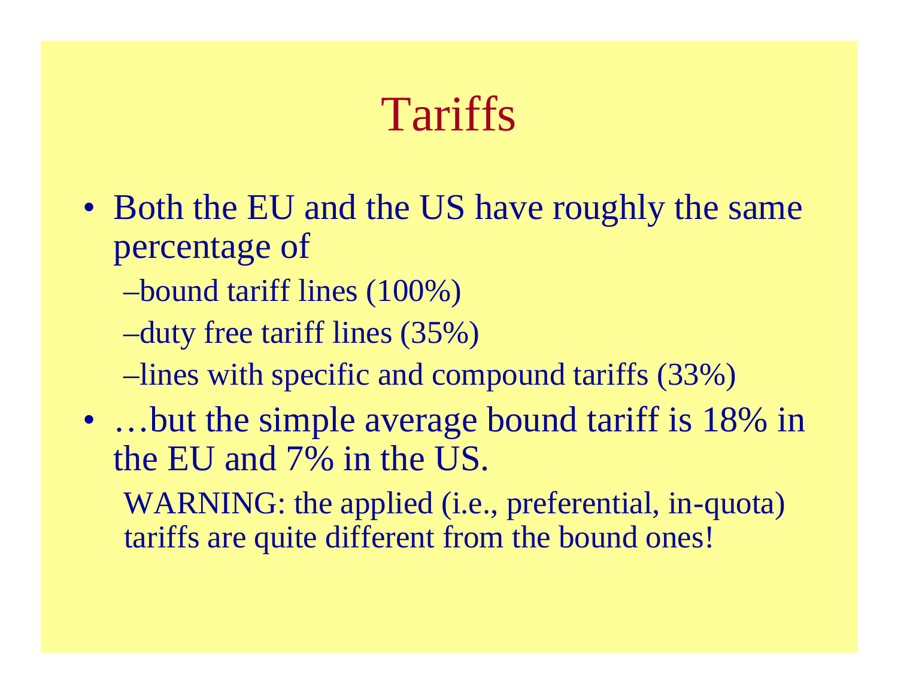# Tariffs

- Both the EU and the US have roughly the same percentage of
  - bound tariff lines (100%)
  - duty free tariff lines (35%)
  - lines with specific and compound tariffs (33%)
- …but the simple average bound tariff is 18% in the EU and 7% in the US.

  WARNING: the applied (i.e., preferential, in-quota) tariffs are quite different from the bound ones!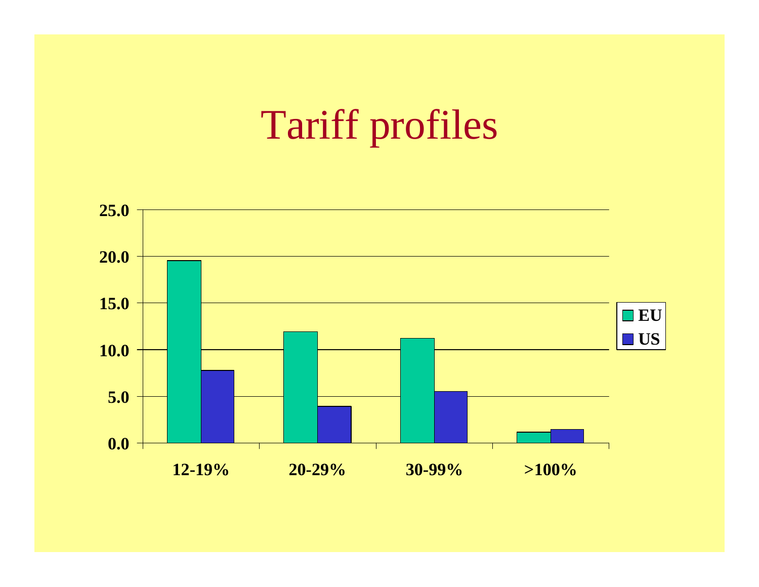# Tariff profiles

| | EU | US |
|---|---|---|
| 12-19% | 19.6 | 7.8 |
| 20-29% | 11.9 | 3.9 |
| 30-99% | 11.2 | 5.5 |
| >100% | 1.2 | 1.5 |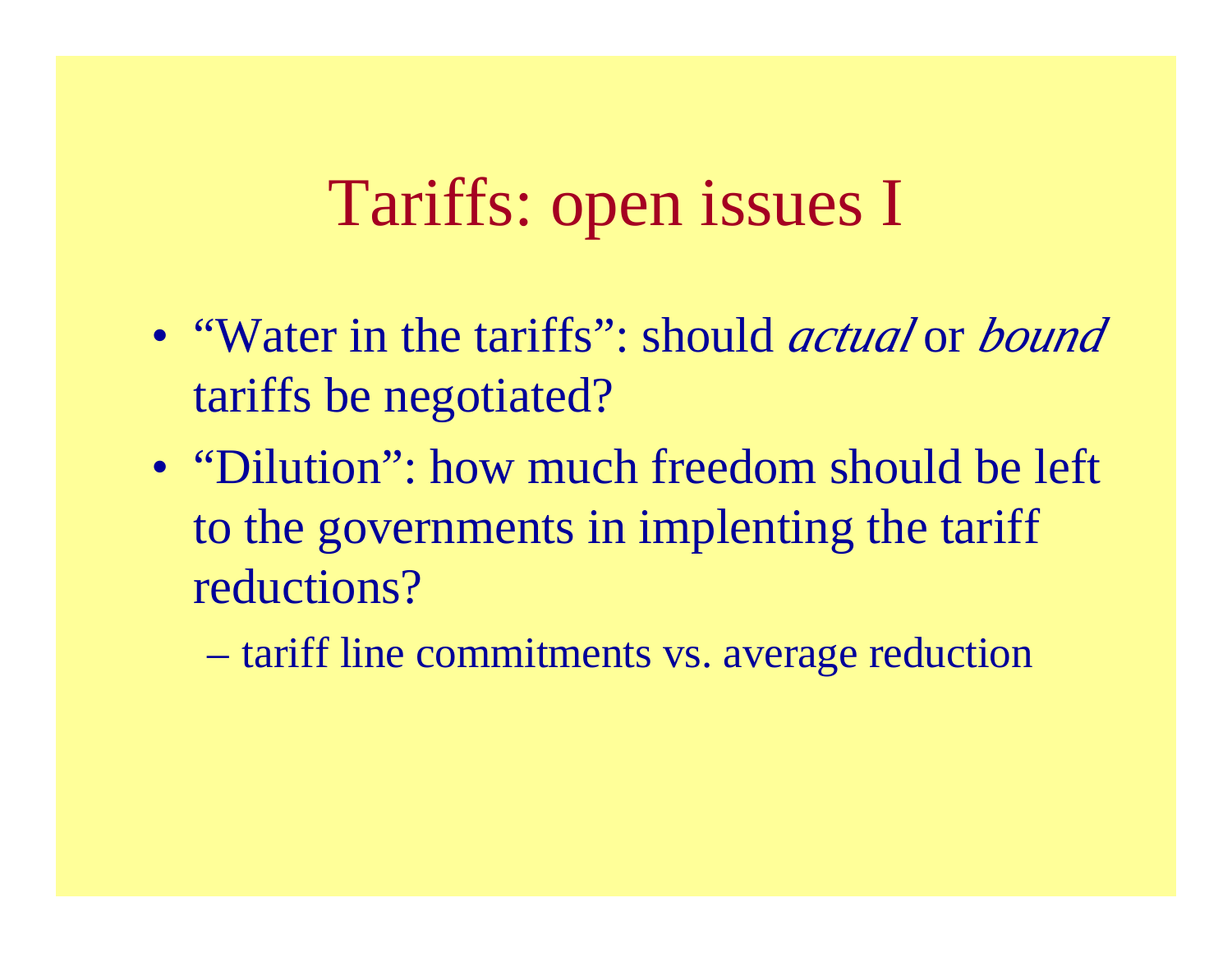# Tariffs: open issues I

- "Water in the tariffs": should *actual* or *bound* tariffs be negotiated?
- "Dilution": how much freedom should be left to the governments in implenting the tariff reductions?
  - tariff line commitments vs. average reduction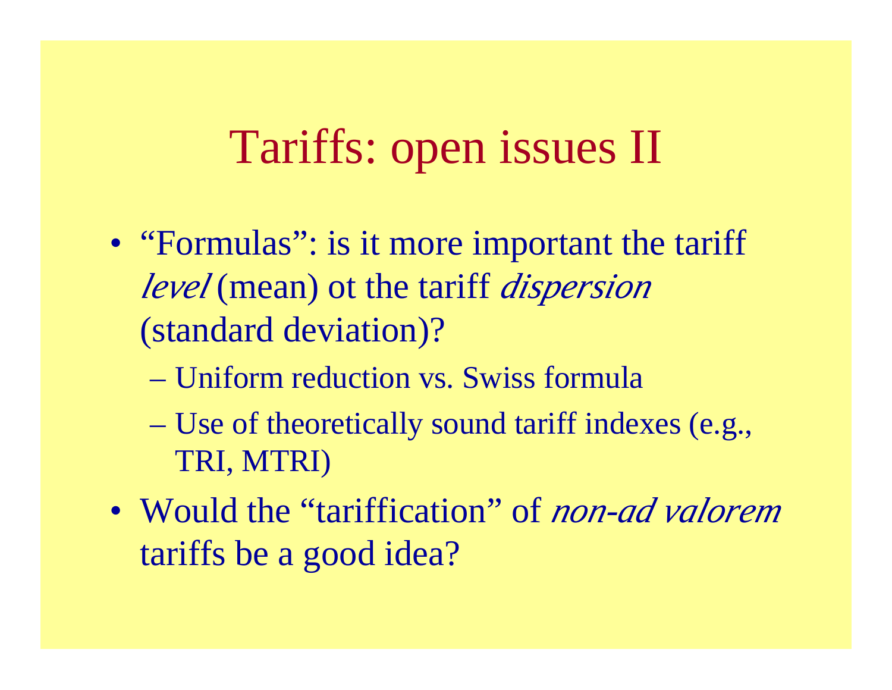# Tariffs: open issues II

- "Formulas": is it more important the tariff *level* (mean) ot the tariff *dispersion* (standard deviation)?
  - Uniform reduction vs. Swiss formula
  - Use of theoretically sound tariff indexes (e.g., TRI, MTRI)
- Would the "tariffication" of *non-ad valorem* tariffs be a good idea?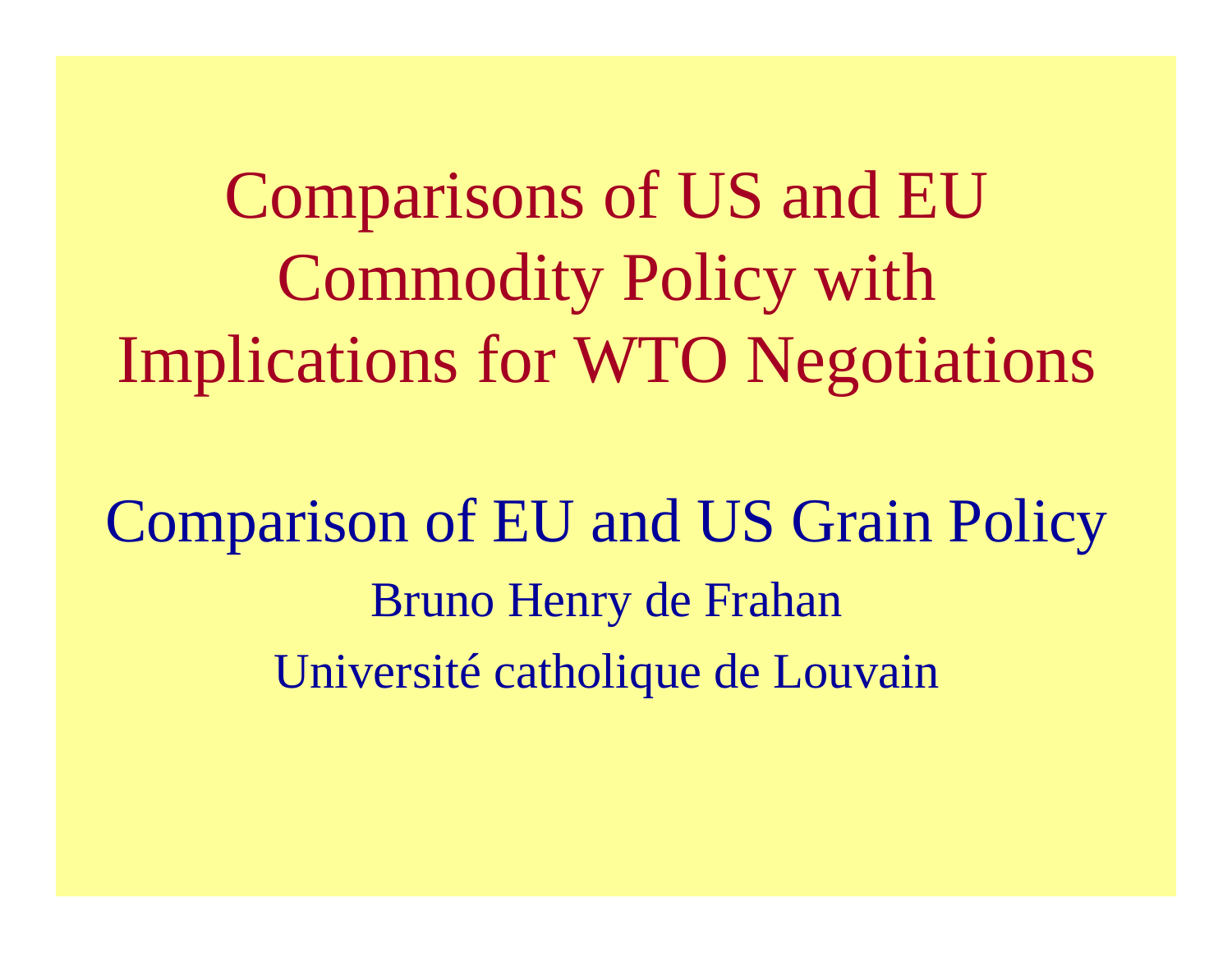# Comparisons of US and EU Commodity Policy with Implications for WTO Negotiations

## Comparison of EU and US Grain Policy

Bruno Henry de Frahan

Université catholique de Louvain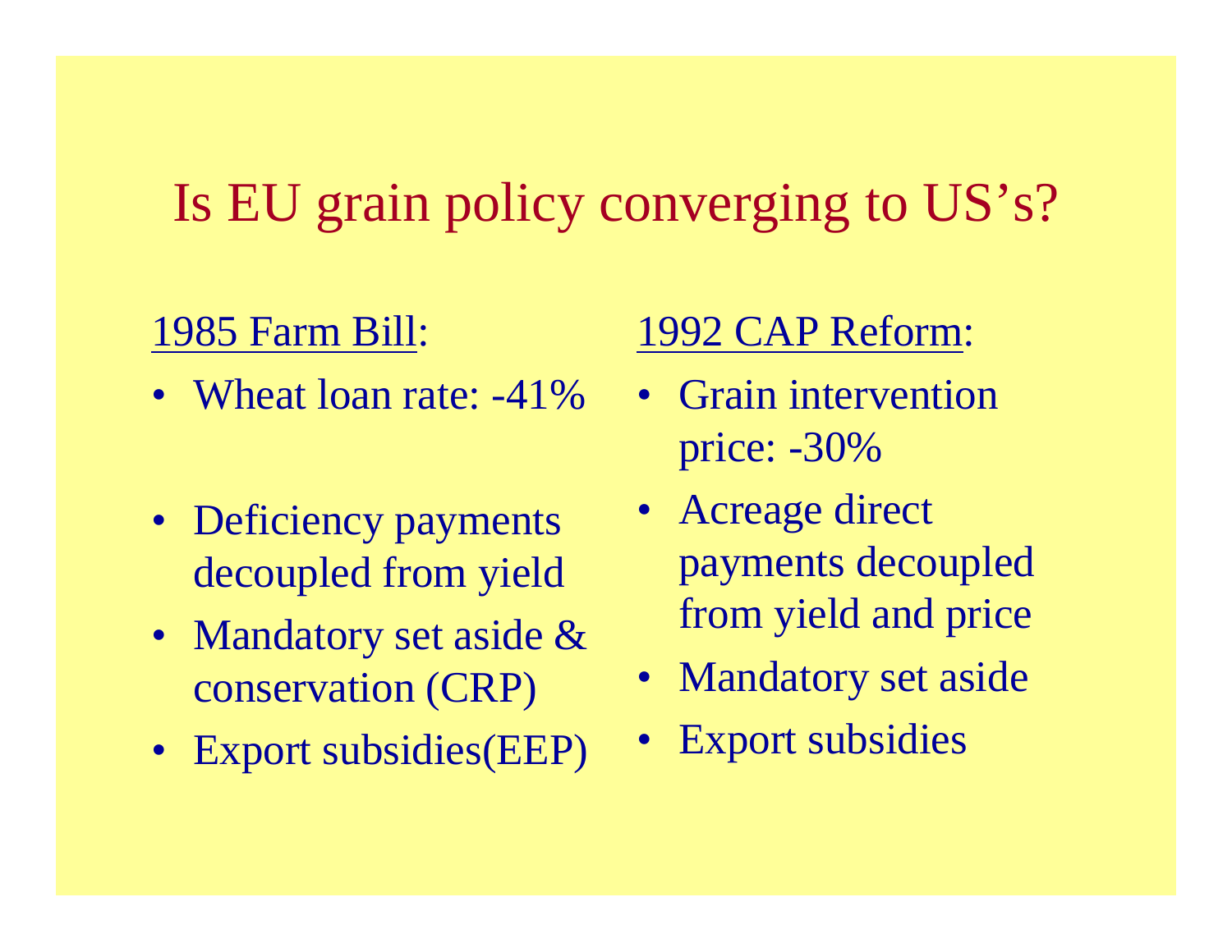# Is EU grain policy converging to US's?

1985 Farm Bill:

- Wheat loan rate: -41%
- Deficiency payments decoupled from yield
- Mandatory set aside & conservation (CRP)
- Export subsidies(EEP)

1992 CAP Reform:

- Grain intervention price: -30%
- Acreage direct payments decoupled from yield and price
- Mandatory set aside
- Export subsidies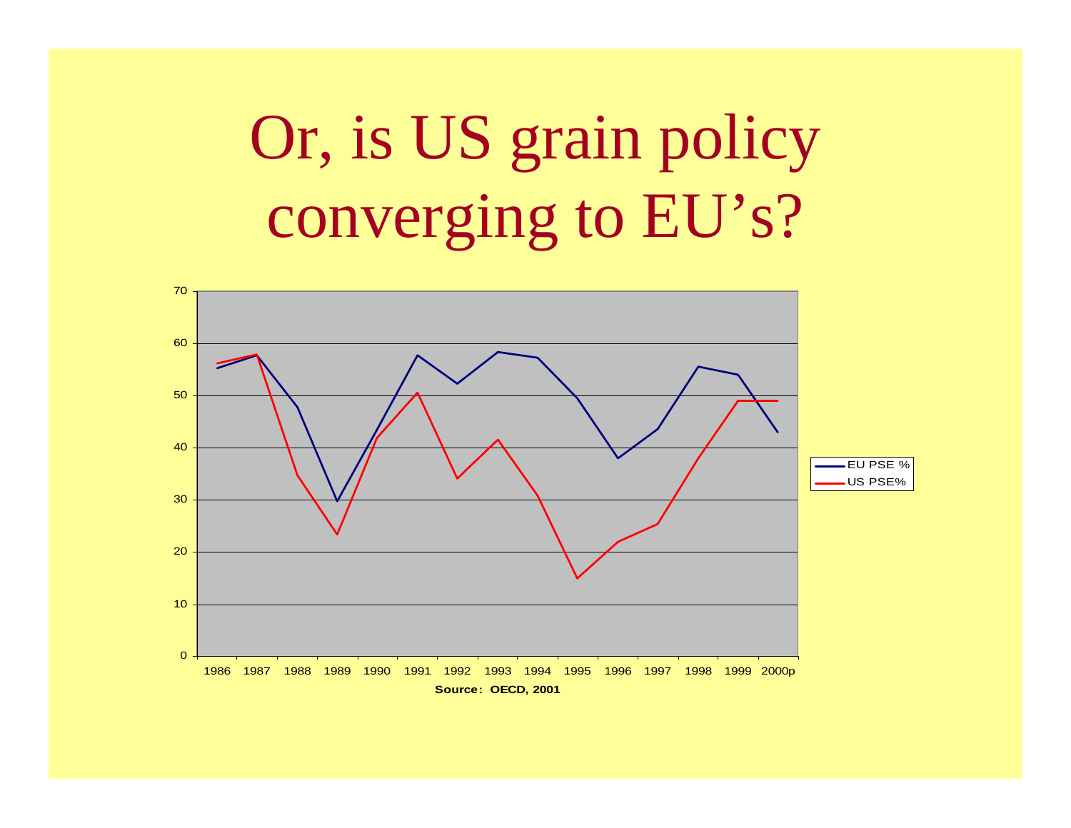# Or, is US grain policy converging to EU's?

Source: OECD, 2001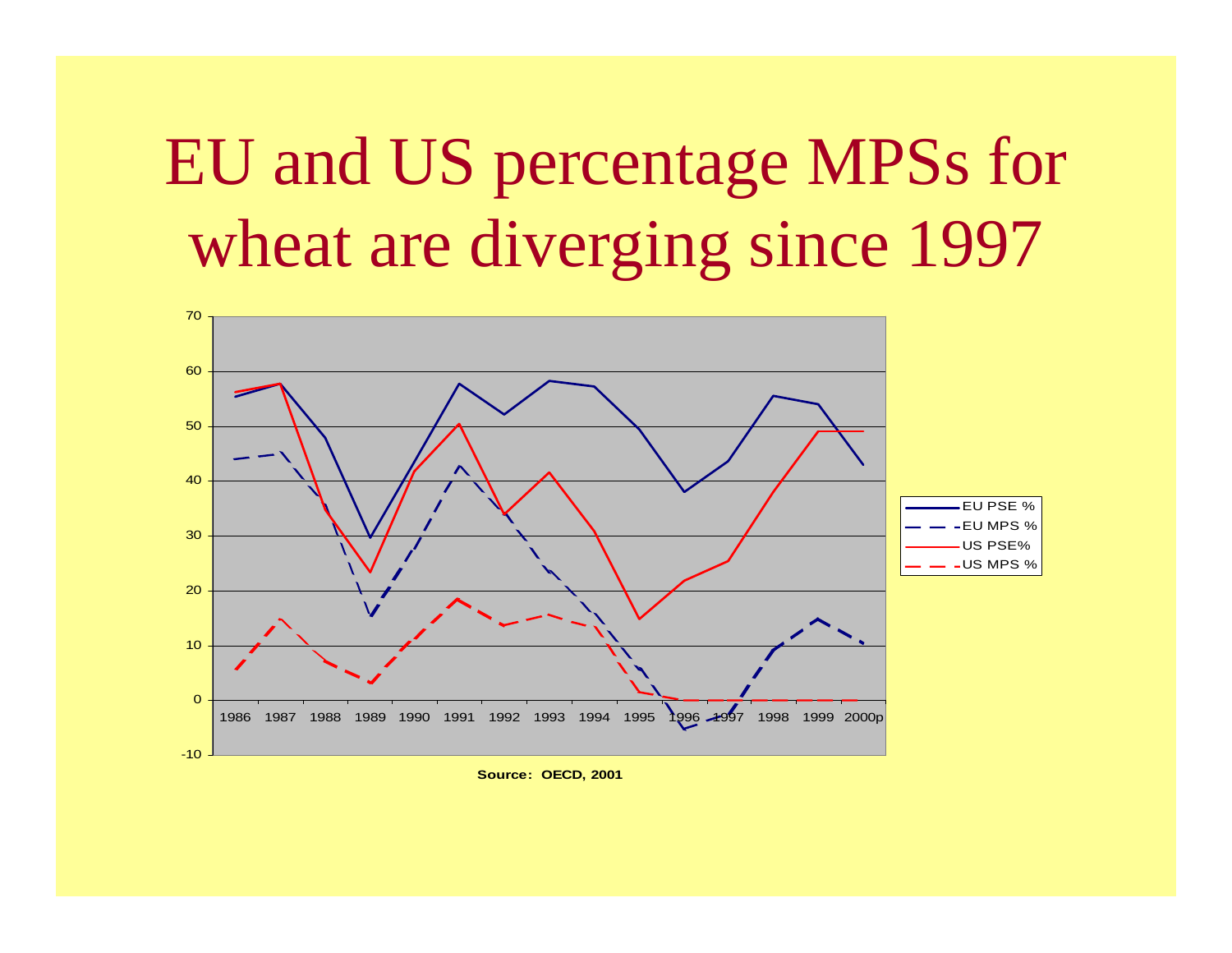# EU and US percentage MPSs for wheat are diverging since 1997

Source: OECD, 2001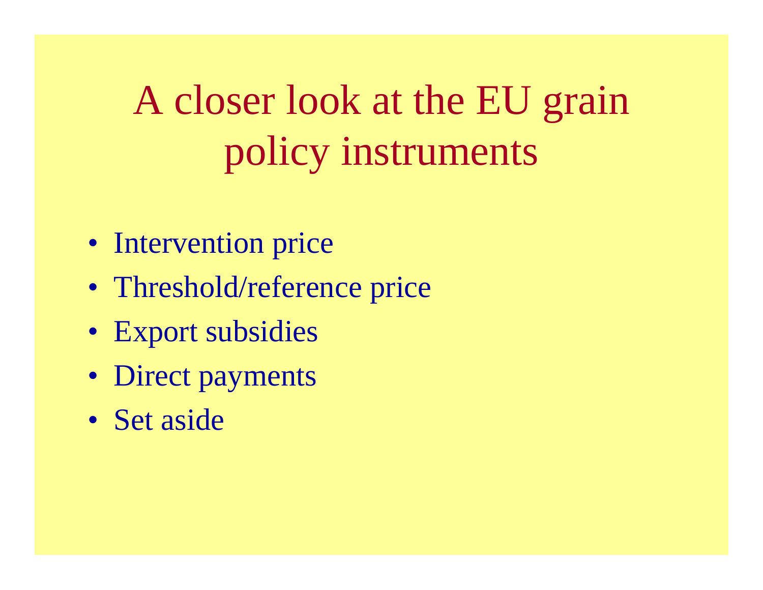# A closer look at the EU grain policy instruments

- Intervention price
- Threshold/reference price
- Export subsidies
- Direct payments
- Set aside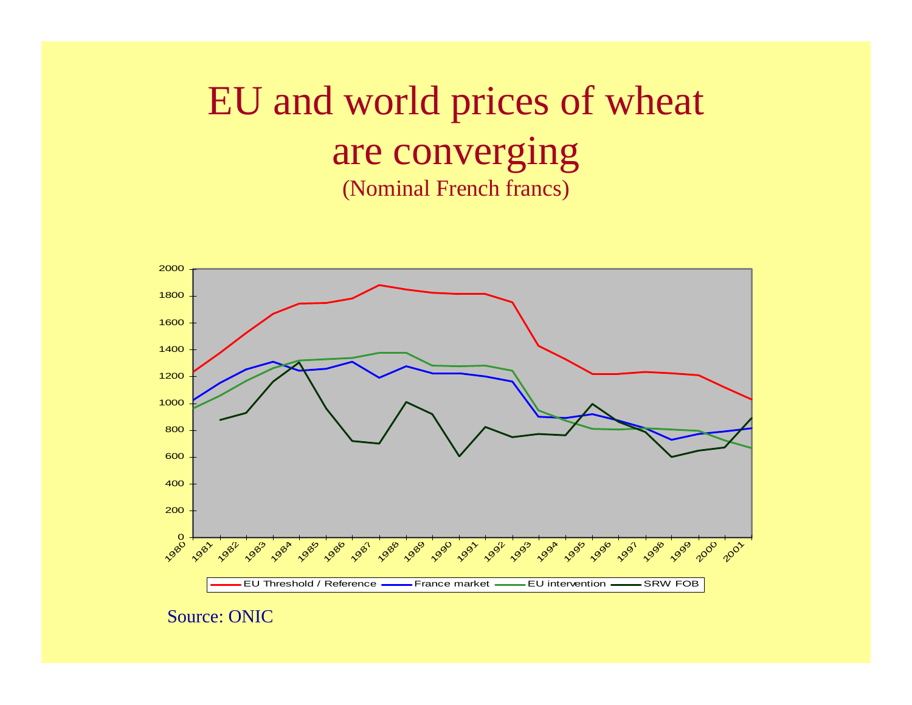# EU and world prices of wheat are converging

(Nominal French francs)

Source: ONIC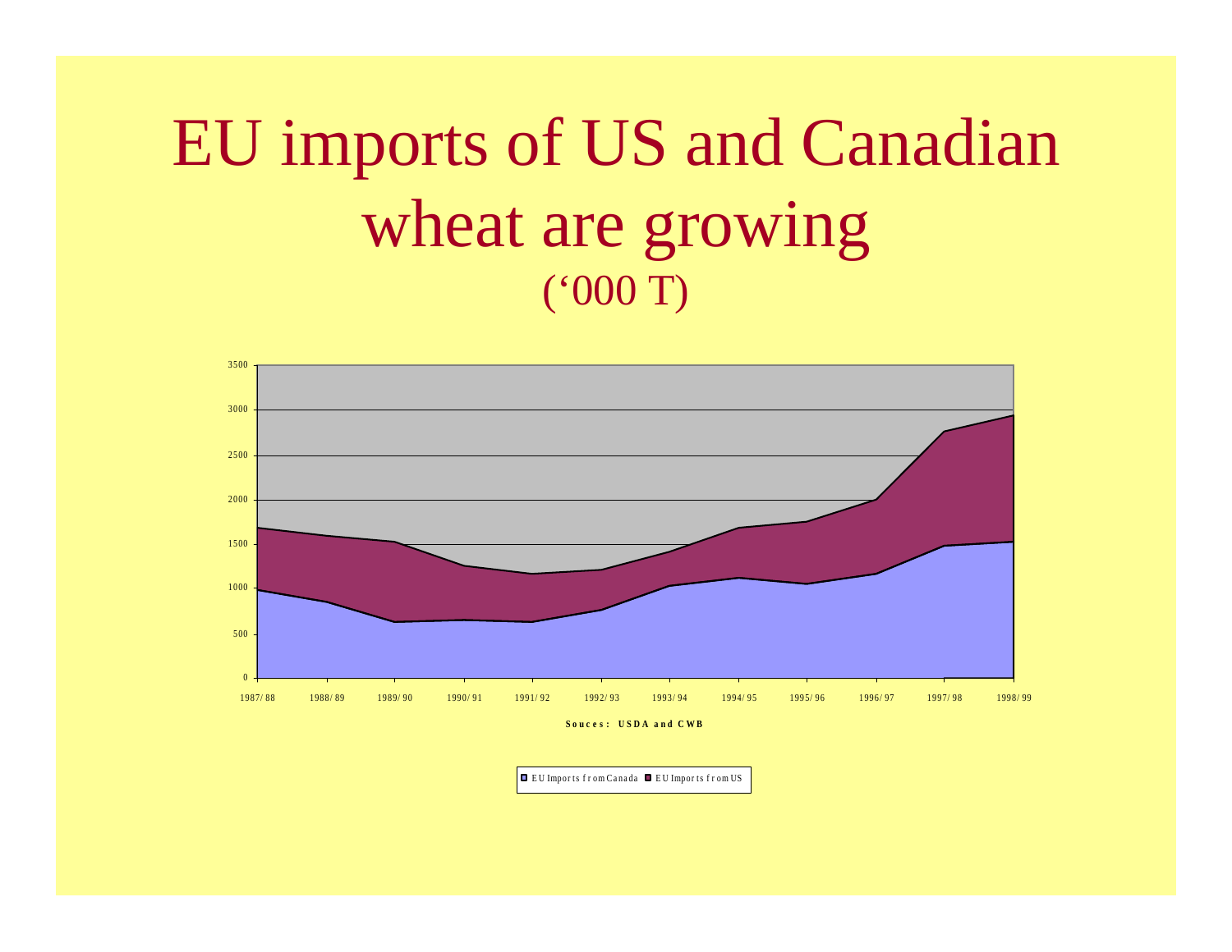# EU imports of US and Canadian wheat are growing

('000 T)

Souces: USDA and CWB

EU Imports from Canada | EU Imports from US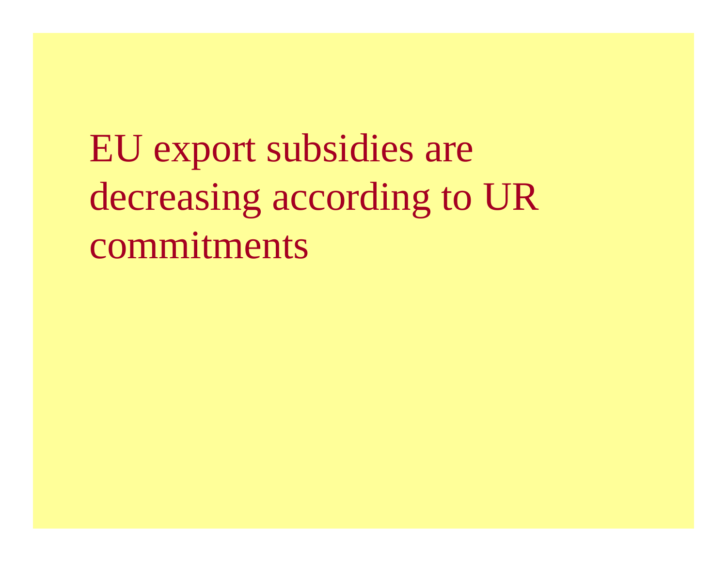EU export subsidies are decreasing according to UR commitments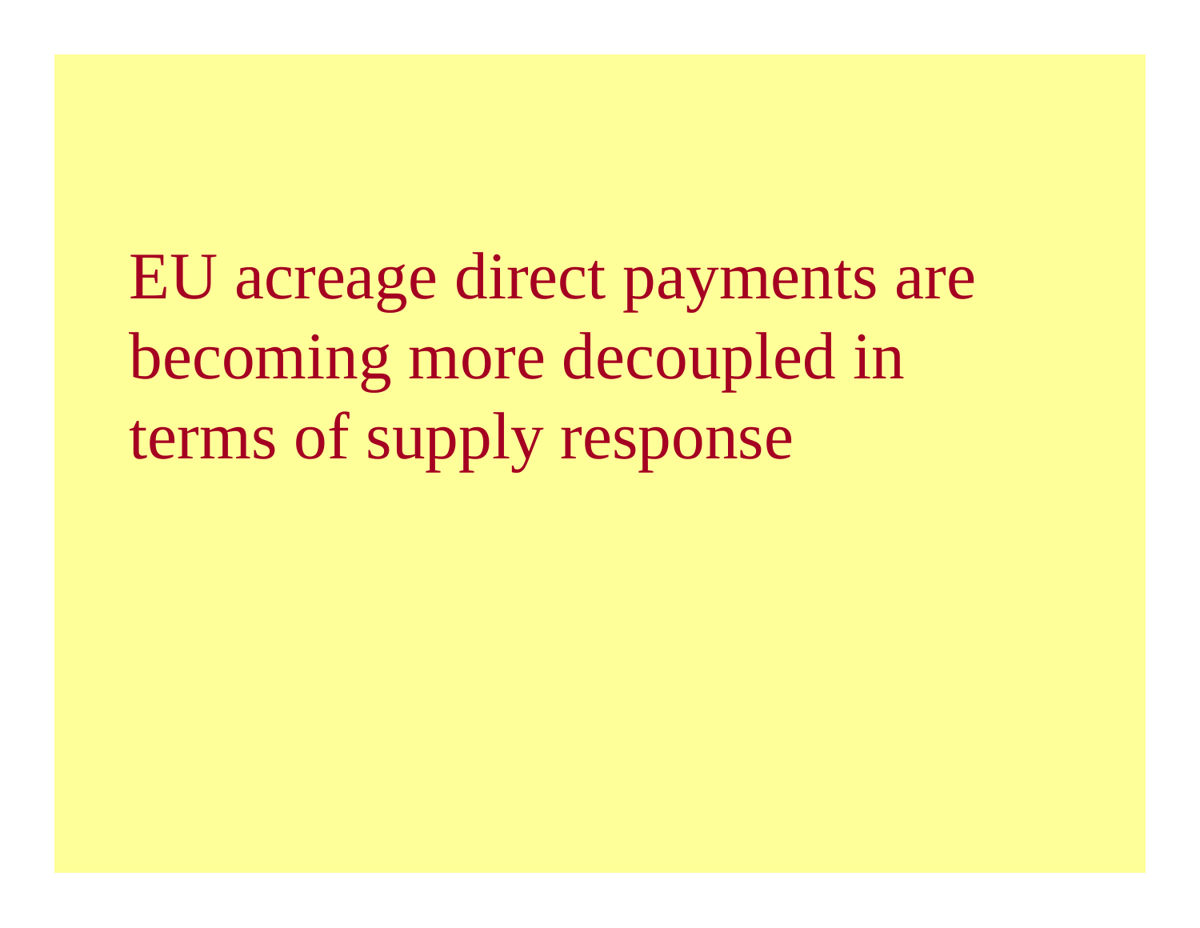EU acreage direct payments are becoming more decoupled in terms of supply response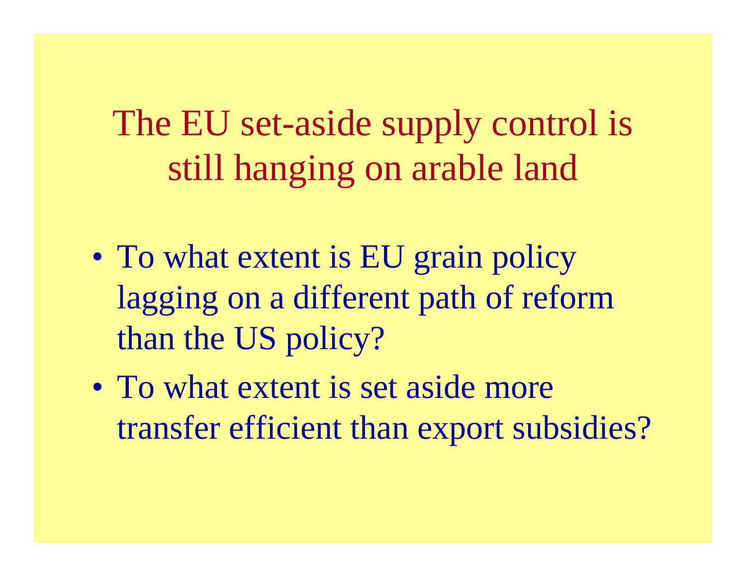# The EU set-aside supply control is still hanging on arable land

- To what extent is EU grain policy lagging on a different path of reform than the US policy?
- To what extent is set aside more transfer efficient than export subsidies?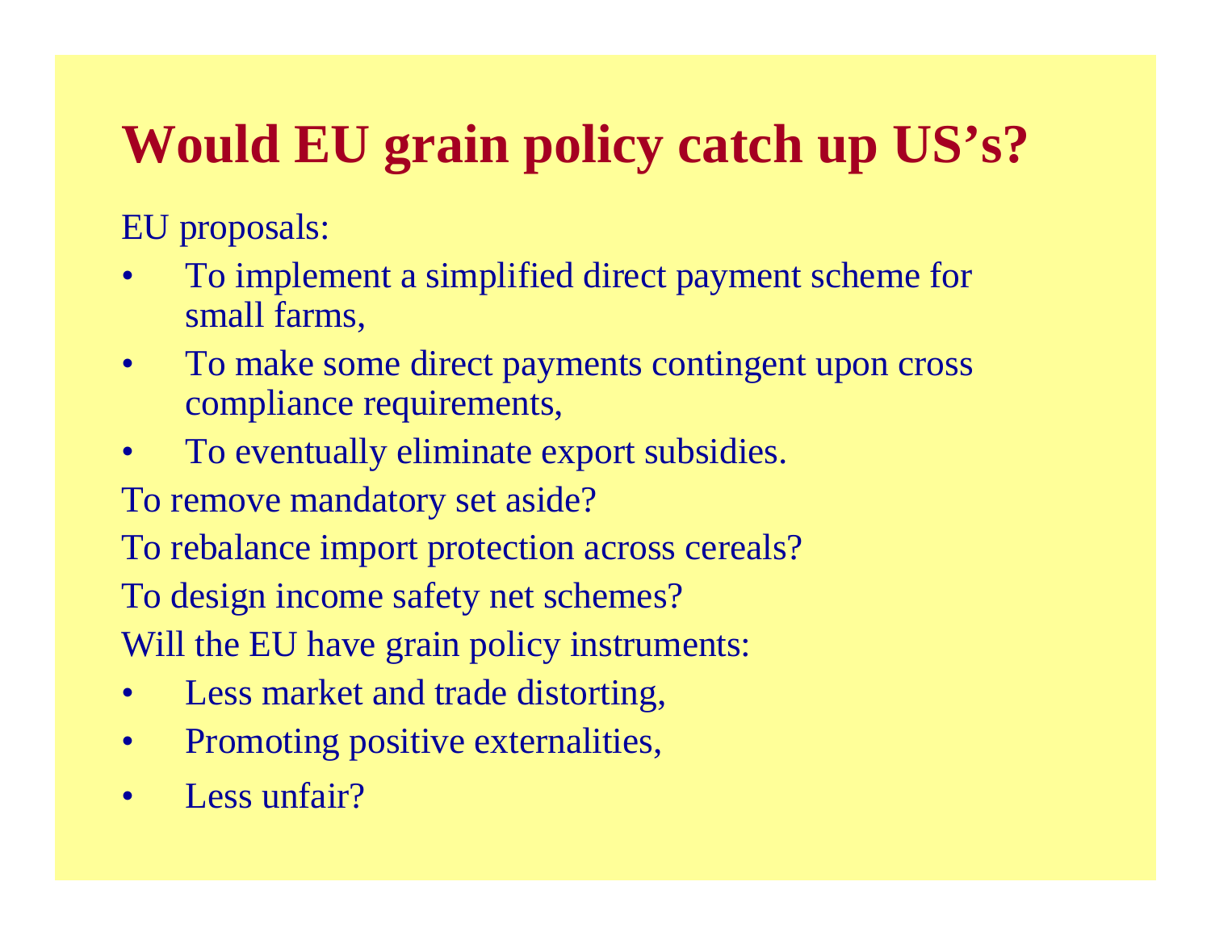# Would EU grain policy catch up US's?

EU proposals:

- To implement a simplified direct payment scheme for small farms,
- To make some direct payments contingent upon cross compliance requirements,
- To eventually eliminate export subsidies.

To remove mandatory set aside?

To rebalance import protection across cereals?

To design income safety net schemes?

Will the EU have grain policy instruments:

- Less market and trade distorting,
- Promoting positive externalities,
- Less unfair?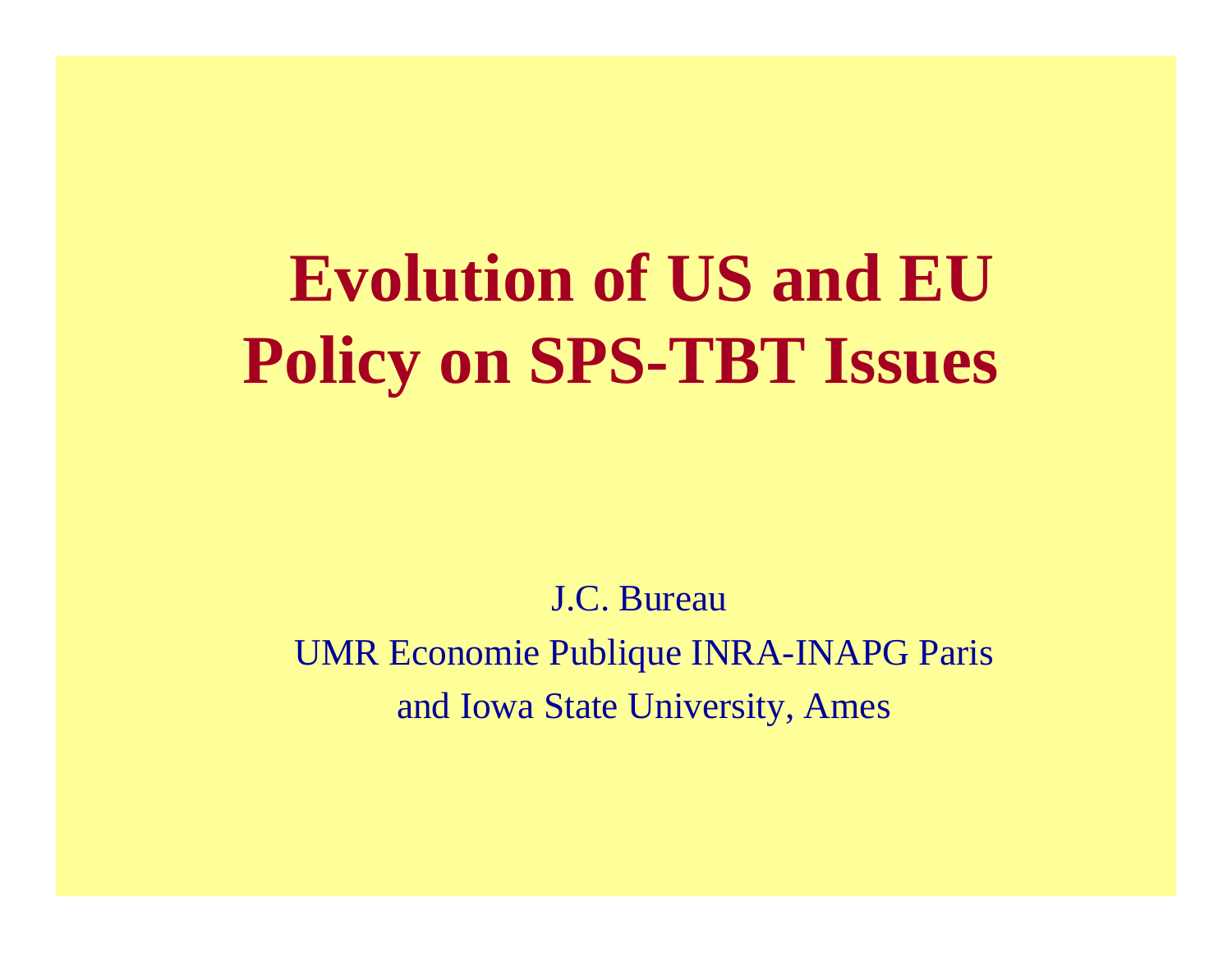# Evolution of US and EU Policy on SPS-TBT Issues

J.C. Bureau

UMR Economie Publique INRA-INAPG Paris

and Iowa State University, Ames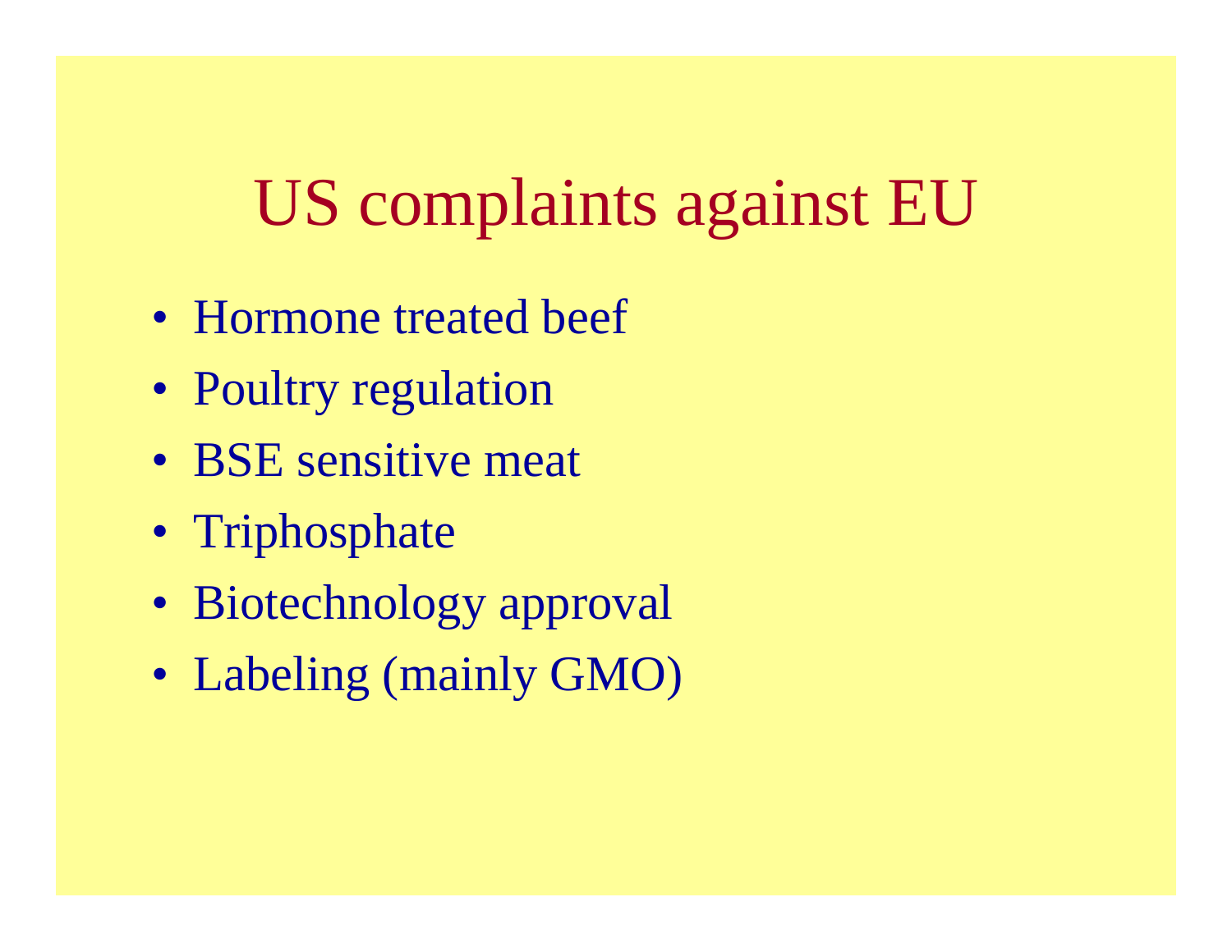# US complaints against EU

- Hormone treated beef
- Poultry regulation
- BSE sensitive meat
- Triphosphate
- Biotechnology approval
- Labeling (mainly GMO)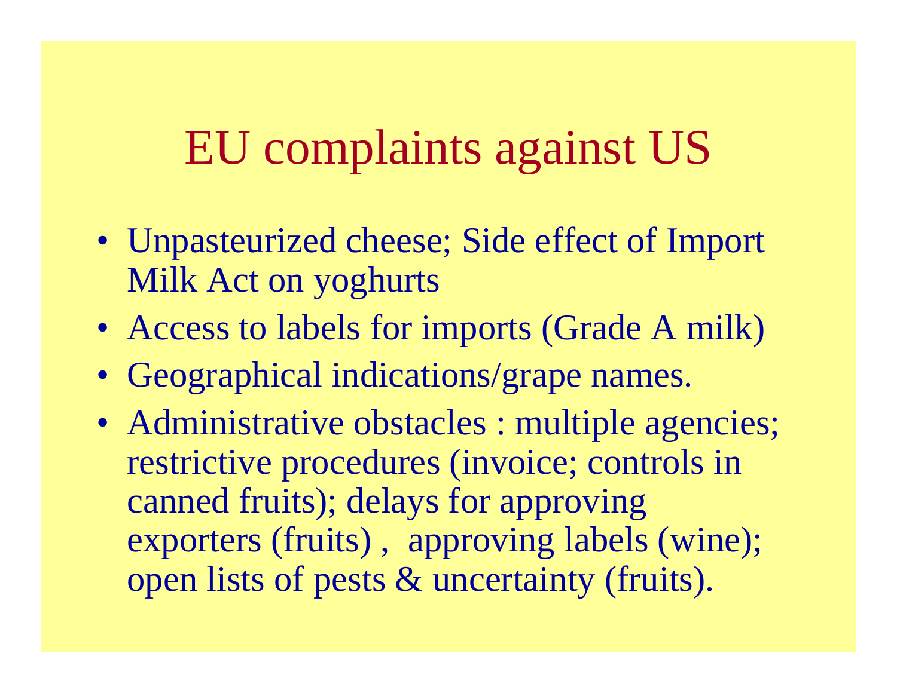# EU complaints against US

- Unpasteurized cheese; Side effect of Import Milk Act on yoghurts
- Access to labels for imports (Grade A milk)
- Geographical indications/grape names.
- Administrative obstacles : multiple agencies; restrictive procedures (invoice; controls in canned fruits); delays for approving exporters (fruits) , approving labels (wine); open lists of pests & uncertainty (fruits).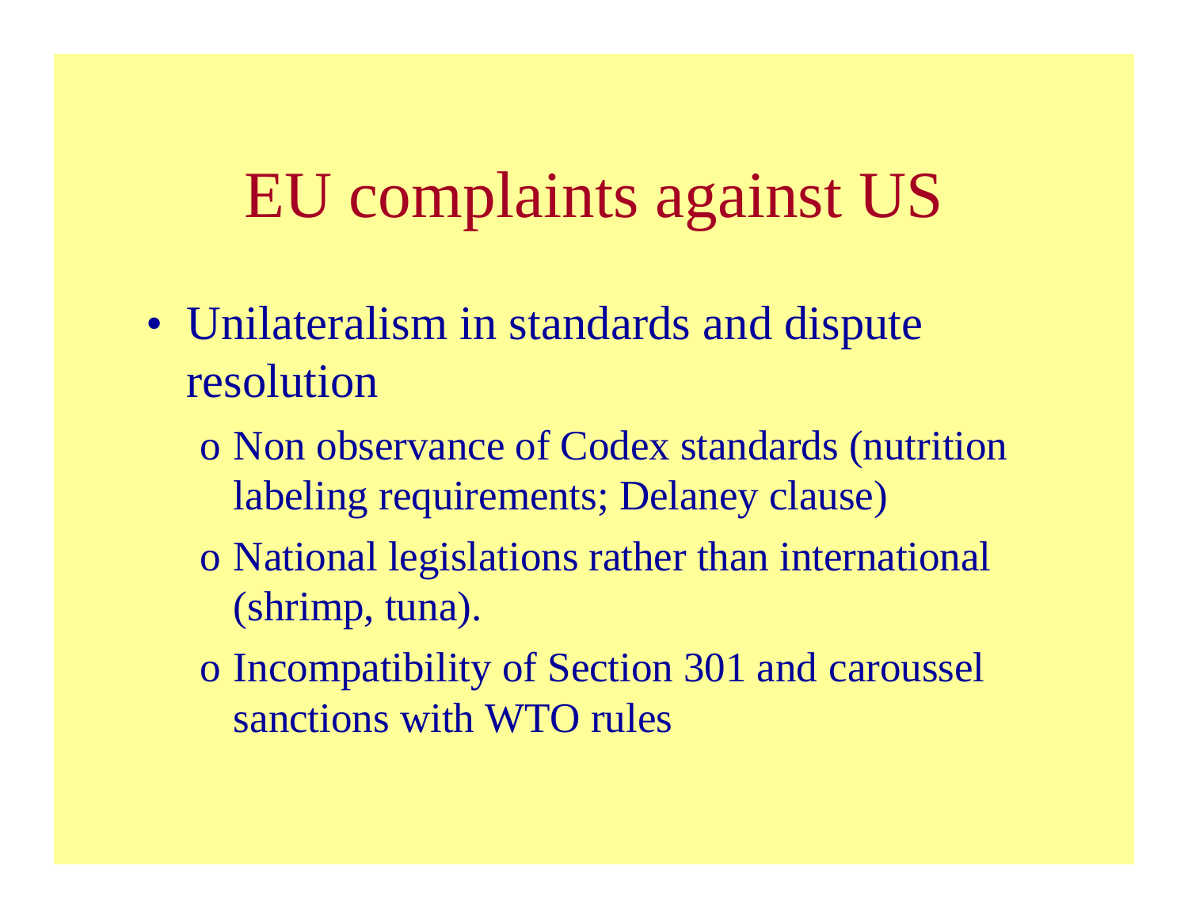# EU complaints against US

- Unilateralism in standards and dispute resolution
  - Non observance of Codex standards (nutrition labeling requirements; Delaney clause)
  - National legislations rather than international (shrimp, tuna).
  - Incompatibility of Section 301 and caroussel sanctions with WTO rules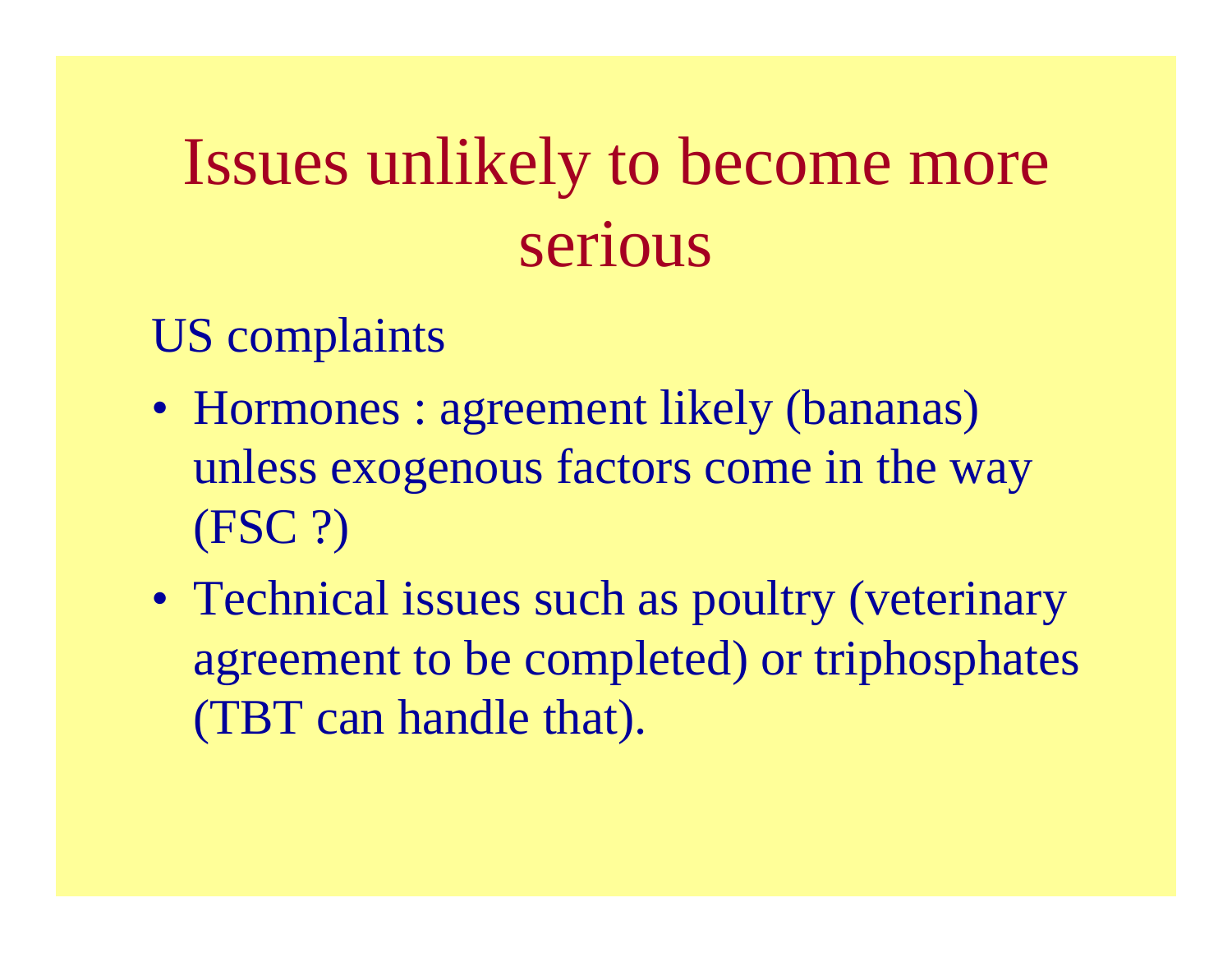# Issues unlikely to become more serious

US complaints

- Hormones : agreement likely (bananas) unless exogenous factors come in the way (FSC ?)
- Technical issues such as poultry (veterinary agreement to be completed) or triphosphates (TBT can handle that).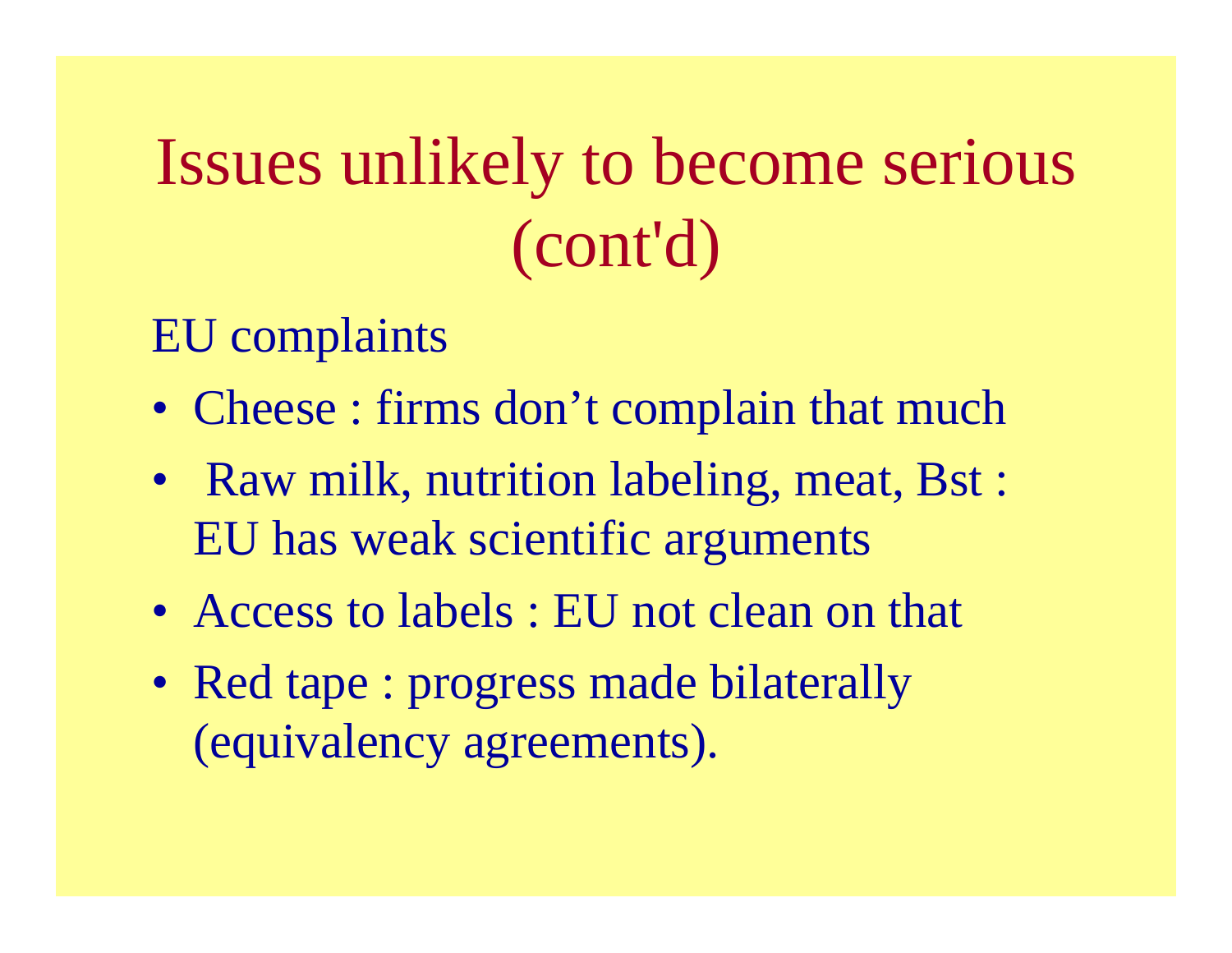# Issues unlikely to become serious (cont'd)

EU complaints

- Cheese : firms don’t complain that much
- Raw milk, nutrition labeling, meat, Bst : EU has weak scientific arguments
- Access to labels : EU not clean on that
- Red tape : progress made bilaterally (equivalency agreements).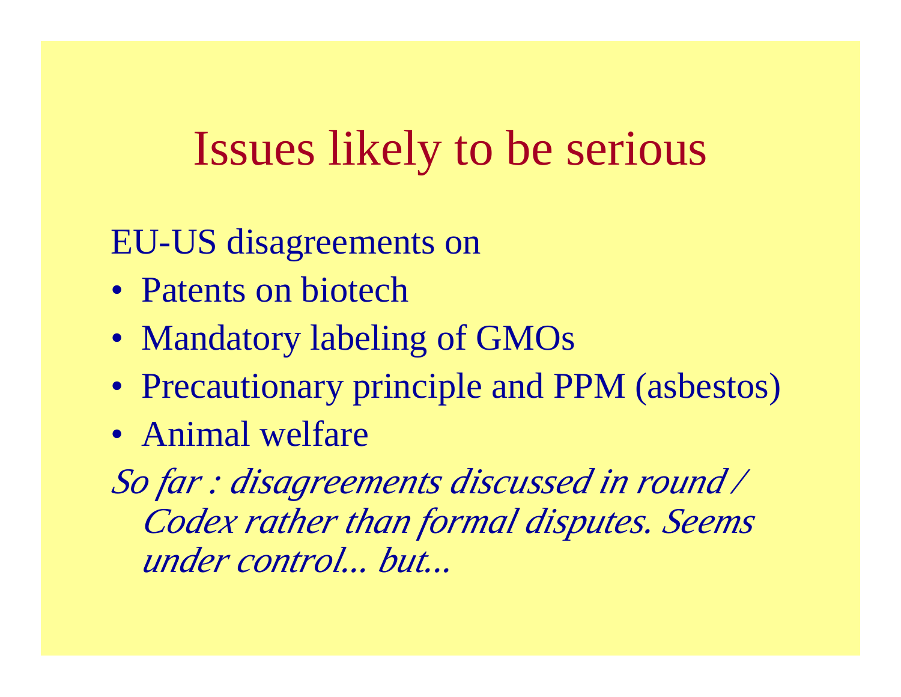# Issues likely to be serious

EU-US disagreements on

- Patents on biotech
- Mandatory labeling of GMOs
- Precautionary principle and PPM (asbestos)
- Animal welfare

*So far : disagreements discussed in round / Codex rather than formal disputes. Seems under control... but...*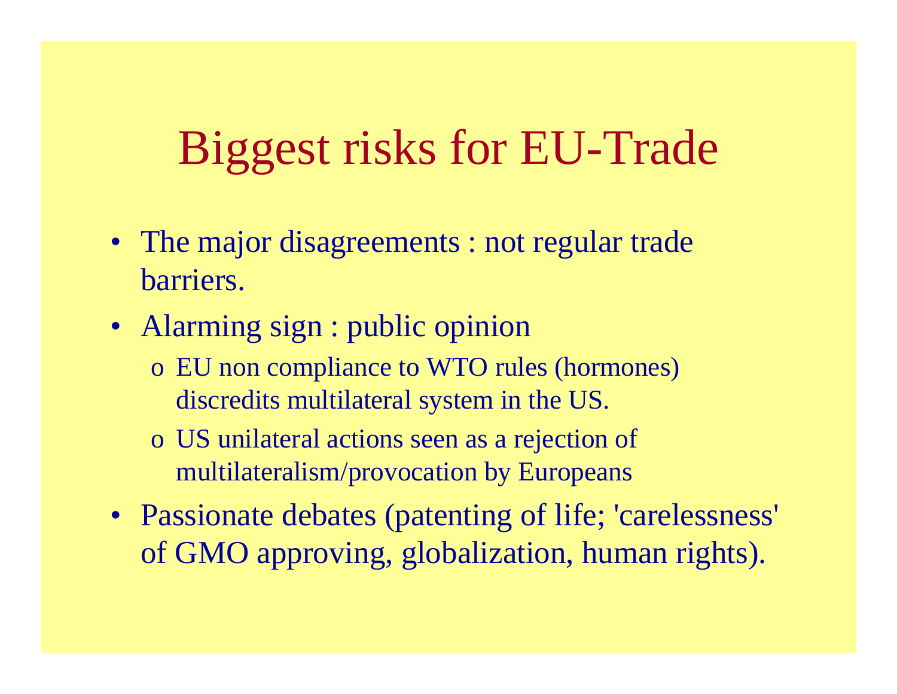# Biggest risks for EU-Trade

- The major disagreements : not regular trade barriers.
- Alarming sign : public opinion
  - EU non compliance to WTO rules (hormones) discredits multilateral system in the US.
  - US unilateral actions seen as a rejection of multilateralism/provocation by Europeans
- Passionate debates (patenting of life; 'carelessness' of GMO approving, globalization, human rights).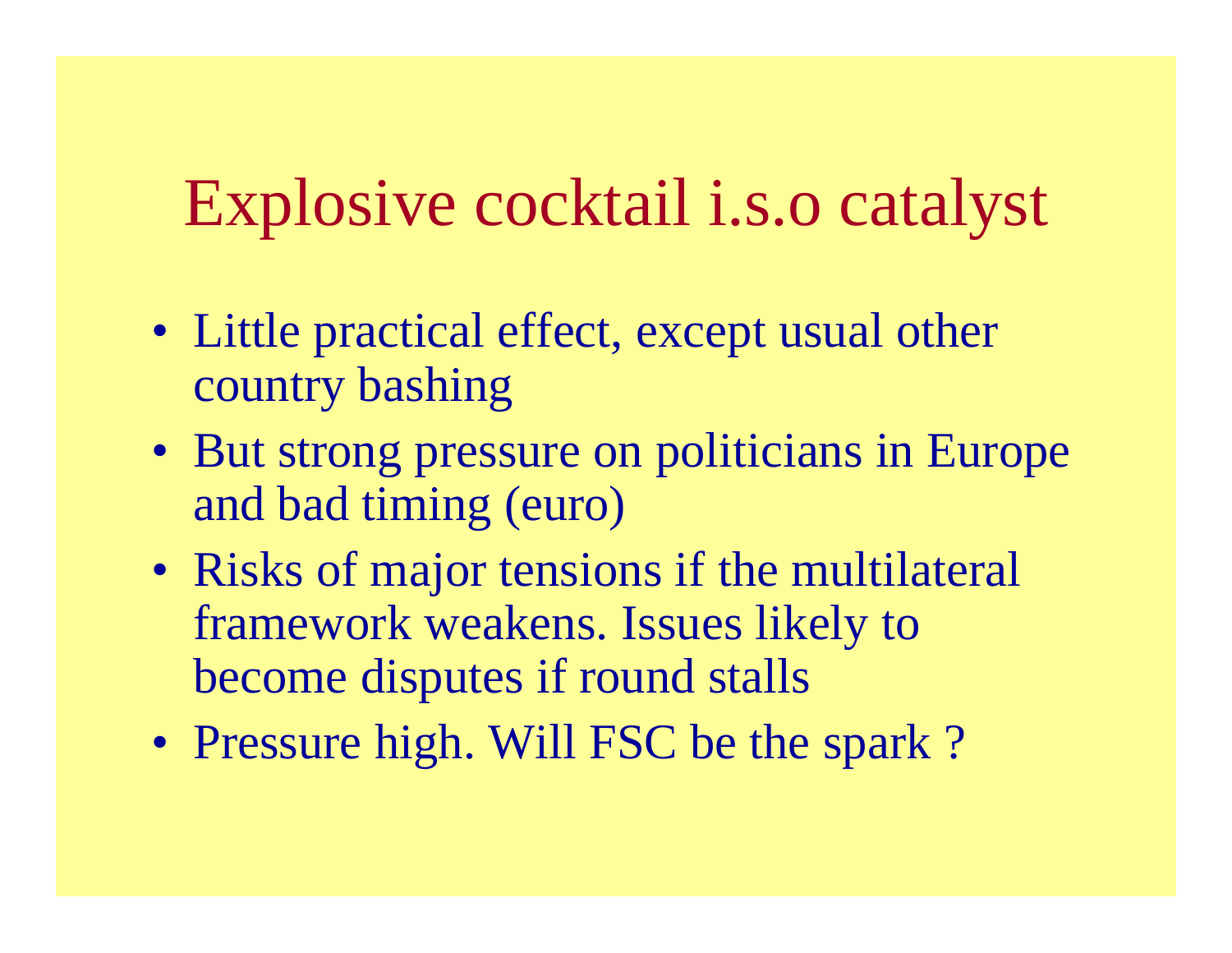# Explosive cocktail i.s.o catalyst

- Little practical effect, except usual other country bashing
- But strong pressure on politicians in Europe and bad timing (euro)
- Risks of major tensions if the multilateral framework weakens. Issues likely to become disputes if round stalls
- Pressure high. Will FSC be the spark ?